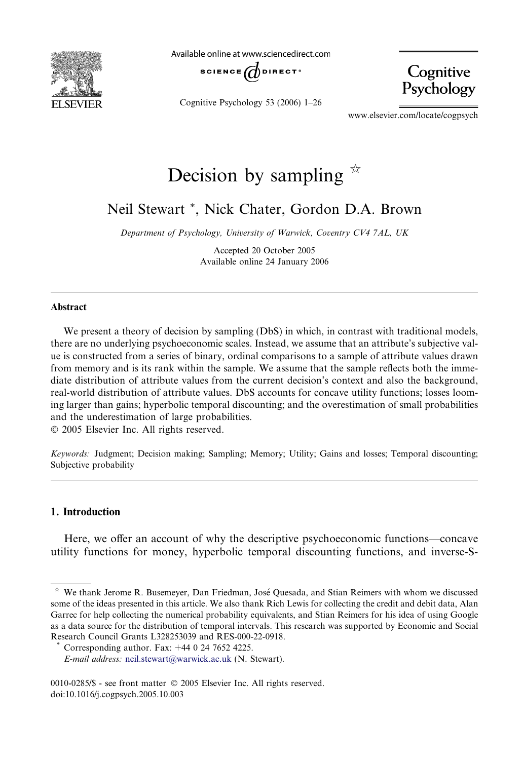# Decision by sampling ☆

Neil Stewart *, Nick Chater, Gordon D.A. Brown

*Department of Psychology, University of Warwick, Coventry CV4 7AL, UK*

Accepted 20 October 2005
Available online 24 January 2006

## Abstract

We present a theory of decision by sampling (DbS) in which, in contrast with traditional models, there are no underlying psychoeconomic scales. Instead, we assume that an attribute's subjective value is constructed from a series of binary, ordinal comparisons to a sample of attribute values drawn from memory and is its rank within the sample. We assume that the sample reflects both the immediate distribution of attribute values from the current decision's context and also the background, real-world distribution of attribute values. DbS accounts for concave utility functions; losses looming larger than gains; hyperbolic temporal discounting; and the overestimation of small probabilities and the underestimation of large probabilities.

© 2005 Elsevier Inc. All rights reserved.

*Keywords:* Judgment; Decision making; Sampling; Memory; Utility; Gains and losses; Temporal discounting; Subjective probability

## 1. Introduction

Here, we offer an account of why the descriptive psychoeconomic functions—concave utility functions for money, hyperbolic temporal discounting functions, and inverse-S-

☆ We thank Jerome R. Busemeyer, Dan Friedman, José Quesada, and Stian Reimers with whom we discussed some of the ideas presented in this article. We also thank Rich Lewis for collecting the credit and debit data, Alan Garrec for help collecting the numerical probability equivalents, and Stian Reimers for his idea of using Google as a data source for the distribution of temporal intervals. This research was supported by Economic and Social Research Council Grants L328253039 and RES-000-22-0918.

\* Corresponding author. Fax: +44 0 24 7652 4225.
*E-mail address:* neil.stewart@warwick.ac.uk (N. Stewart).

0010-0285/$ - see front matter © 2005 Elsevier Inc. All rights reserved.
doi:10.1016/j.cogpsych.2005.10.003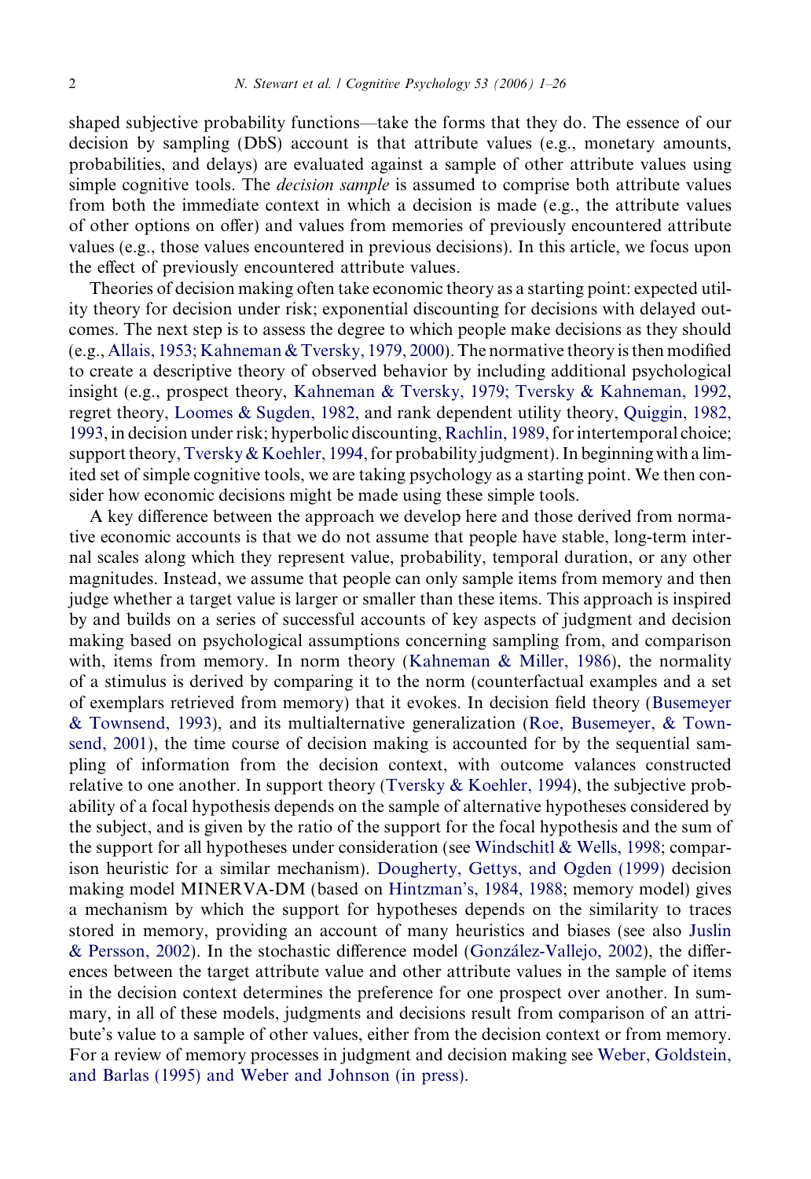shaped subjective probability functions—take the forms that they do. The essence of our decision by sampling (DbS) account is that attribute values (e.g., monetary amounts, probabilities, and delays) are evaluated against a sample of other attribute values using simple cognitive tools. The *decision sample* is assumed to comprise both attribute values from both the immediate context in which a decision is made (e.g., the attribute values of other options on offer) and values from memories of previously encountered attribute values (e.g., those values encountered in previous decisions). In this article, we focus upon the effect of previously encountered attribute values.

Theories of decision making often take economic theory as a starting point: expected utility theory for decision under risk; exponential discounting for decisions with delayed outcomes. The next step is to assess the degree to which people make decisions as they should (e.g., Allais, 1953; Kahneman & Tversky, 1979, 2000). The normative theory is then modified to create a descriptive theory of observed behavior by including additional psychological insight (e.g., prospect theory, Kahneman & Tversky, 1979; Tversky & Kahneman, 1992, regret theory, Loomes & Sugden, 1982, and rank dependent utility theory, Quiggin, 1982, 1993, in decision under risk; hyperbolic discounting, Rachlin, 1989, for intertemporal choice; support theory, Tversky & Koehler, 1994, for probability judgment). In beginning with a limited set of simple cognitive tools, we are taking psychology as a starting point. We then consider how economic decisions might be made using these simple tools.

A key difference between the approach we develop here and those derived from normative economic accounts is that we do not assume that people have stable, long-term internal scales along which they represent value, probability, temporal duration, or any other magnitudes. Instead, we assume that people can only sample items from memory and then judge whether a target value is larger or smaller than these items. This approach is inspired by and builds on a series of successful accounts of key aspects of judgment and decision making based on psychological assumptions concerning sampling from, and comparison with, items from memory. In norm theory (Kahneman & Miller, 1986), the normality of a stimulus is derived by comparing it to the norm (counterfactual examples and a set of exemplars retrieved from memory) that it evokes. In decision field theory (Busemeyer & Townsend, 1993), and its multialternative generalization (Roe, Busemeyer, & Townsend, 2001), the time course of decision making is accounted for by the sequential sampling of information from the decision context, with outcome valances constructed relative to one another. In support theory (Tversky & Koehler, 1994), the subjective probability of a focal hypothesis depends on the sample of alternative hypotheses considered by the subject, and is given by the ratio of the support for the focal hypothesis and the sum of the support for all hypotheses under consideration (see Windschitl & Wells, 1998; comparison heuristic for a similar mechanism). Dougherty, Gettys, and Ogden (1999) decision making model MINERVA-DM (based on Hintzman's, 1984, 1988; memory model) gives a mechanism by which the support for hypotheses depends on the similarity to traces stored in memory, providing an account of many heuristics and biases (see also Juslin & Persson, 2002). In the stochastic difference model (González-Vallejo, 2002), the differences between the target attribute value and other attribute values in the sample of items in the decision context determines the preference for one prospect over another. In summary, in all of these models, judgments and decisions result from comparison of an attribute's value to a sample of other values, either from the decision context or from memory. For a review of memory processes in judgment and decision making see Weber, Goldstein, and Barlas (1995) and Weber and Johnson (in press).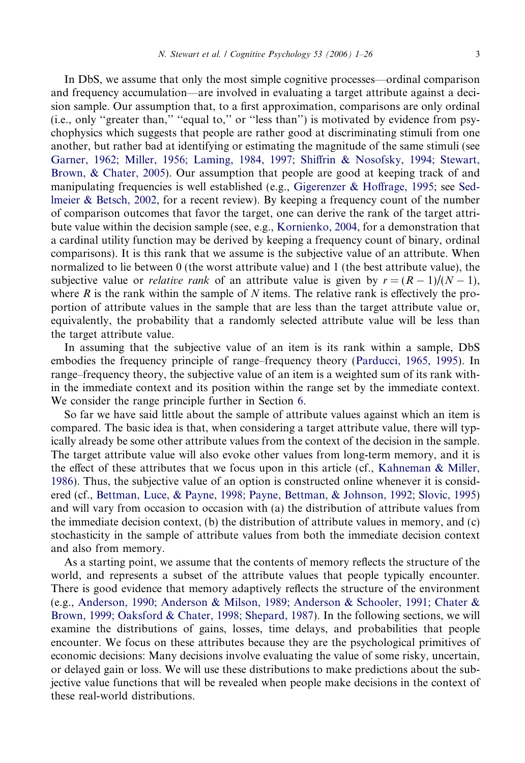In DbS, we assume that only the most simple cognitive processes—ordinal comparison and frequency accumulation—are involved in evaluating a target attribute against a decision sample. Our assumption that, to a first approximation, comparisons are only ordinal (i.e., only "greater than," "equal to," or "less than") is motivated by evidence from psychophysics which suggests that people are rather good at discriminating stimuli from one another, but rather bad at identifying or estimating the magnitude of the same stimuli (see Garner, 1962; Miller, 1956; Laming, 1984, 1997; Shiffrin & Nosofsky, 1994; Stewart, Brown, & Chater, 2005). Our assumption that people are good at keeping track of and manipulating frequencies is well established (e.g., Gigerenzer & Hoffrage, 1995; see Sedlmeier & Betsch, 2002, for a recent review). By keeping a frequency count of the number of comparison outcomes that favor the target, one can derive the rank of the target attribute value within the decision sample (see, e.g., Kornienko, 2004, for a demonstration that a cardinal utility function may be derived by keeping a frequency count of binary, ordinal comparisons). It is this rank that we assume is the subjective value of an attribute. When normalized to lie between 0 (the worst attribute value) and 1 (the best attribute value), the subjective value or *relative rank* of an attribute value is given by $r = (R - 1)/(N - 1)$, where $R$ is the rank within the sample of $N$ items. The relative rank is effectively the proportion of attribute values in the sample that are less than the target attribute value or, equivalently, the probability that a randomly selected attribute value will be less than the target attribute value.

In assuming that the subjective value of an item is its rank within a sample, DbS embodies the frequency principle of range–frequency theory (Parducci, 1965, 1995). In range–frequency theory, the subjective value of an item is a weighted sum of its rank within the immediate context and its position within the range set by the immediate context. We consider the range principle further in Section 6.

So far we have said little about the sample of attribute values against which an item is compared. The basic idea is that, when considering a target attribute value, there will typically already be some other attribute values from the context of the decision in the sample. The target attribute value will also evoke other values from long-term memory, and it is the effect of these attributes that we focus upon in this article (cf., Kahneman & Miller, 1986). Thus, the subjective value of an option is constructed online whenever it is considered (cf., Bettman, Luce, & Payne, 1998; Payne, Bettman, & Johnson, 1992; Slovic, 1995) and will vary from occasion to occasion with (a) the distribution of attribute values from the immediate decision context, (b) the distribution of attribute values in memory, and (c) stochasticity in the sample of attribute values from both the immediate decision context and also from memory.

As a starting point, we assume that the contents of memory reflects the structure of the world, and represents a subset of the attribute values that people typically encounter. There is good evidence that memory adaptively reflects the structure of the environment (e.g., Anderson, 1990; Anderson & Milson, 1989; Anderson & Schooler, 1991; Chater & Brown, 1999; Oaksford & Chater, 1998; Shepard, 1987). In the following sections, we will examine the distributions of gains, losses, time delays, and probabilities that people encounter. We focus on these attributes because they are the psychological primitives of economic decisions: Many decisions involve evaluating the value of some risky, uncertain, or delayed gain or loss. We will use these distributions to make predictions about the subjective value functions that will be revealed when people make decisions in the context of these real-world distributions.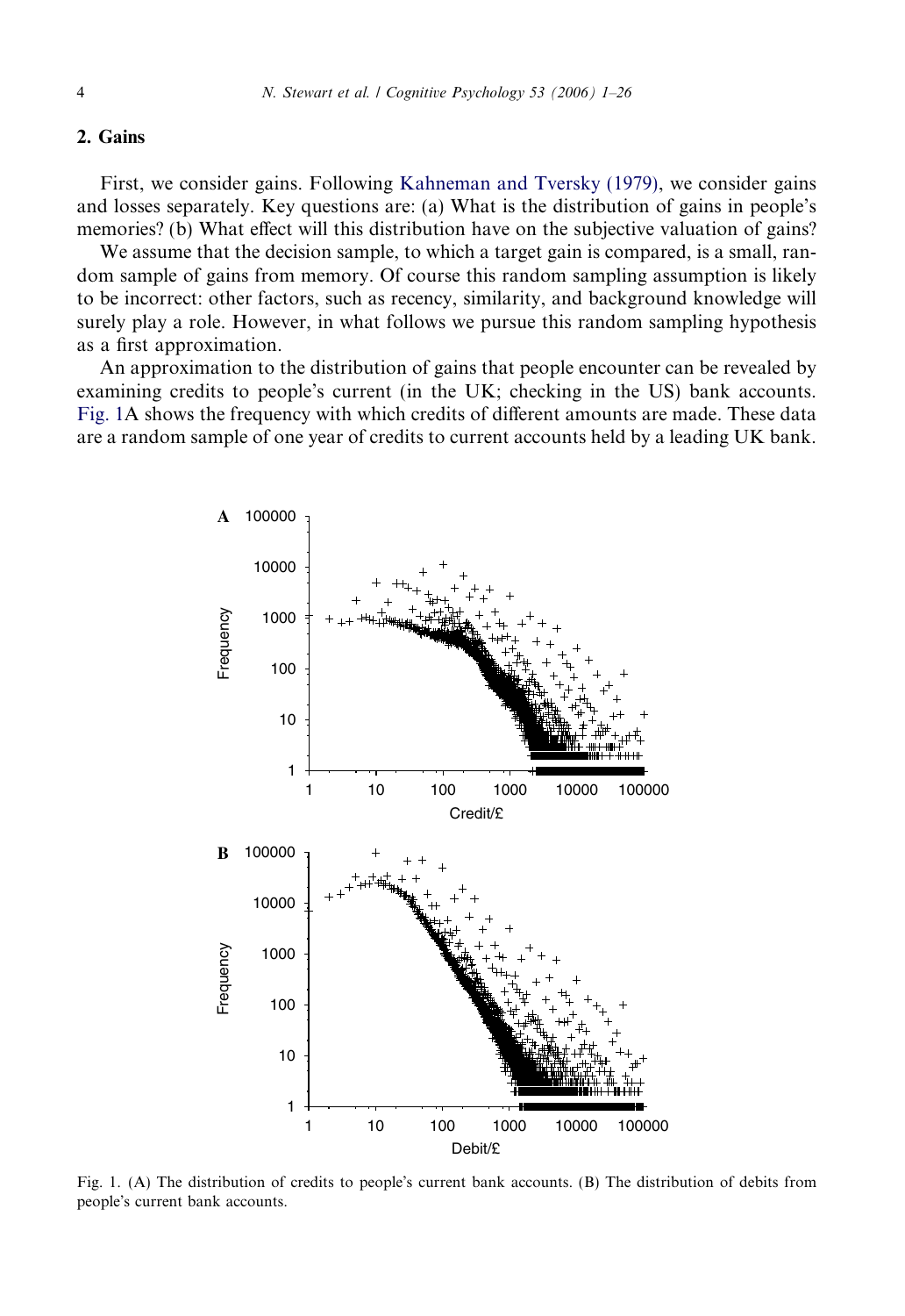## 2. Gains

First, we consider gains. Following Kahneman and Tversky (1979), we consider gains and losses separately. Key questions are: (a) What is the distribution of gains in people's memories? (b) What effect will this distribution have on the subjective valuation of gains?

We assume that the decision sample, to which a target gain is compared, is a small, random sample of gains from memory. Of course this random sampling assumption is likely to be incorrect: other factors, such as recency, similarity, and background knowledge will surely play a role. However, in what follows we pursue this random sampling hypothesis as a first approximation.

An approximation to the distribution of gains that people encounter can be revealed by examining credits to people's current (in the UK; checking in the US) bank accounts. Fig. 1A shows the frequency with which credits of different amounts are made. These data are a random sample of one year of credits to current accounts held by a leading UK bank.

Fig. 1. (A) The distribution of credits to people's current bank accounts. (B) The distribution of debits from people's current bank accounts.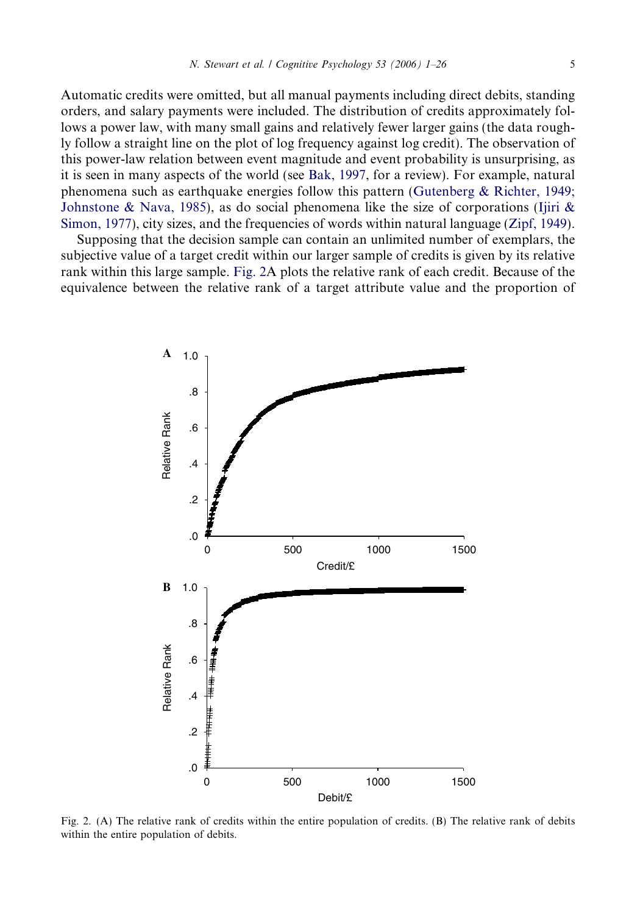Automatic credits were omitted, but all manual payments including direct debits, standing orders, and salary payments were included. The distribution of credits approximately follows a power law, with many small gains and relatively fewer larger gains (the data roughly follow a straight line on the plot of log frequency against log credit). The observation of this power-law relation between event magnitude and event probability is unsurprising, as it is seen in many aspects of the world (see Bak, 1997, for a review). For example, natural phenomena such as earthquake energies follow this pattern (Gutenberg & Richter, 1949; Johnstone & Nava, 1985), as do social phenomena like the size of corporations (Ijiri & Simon, 1977), city sizes, and the frequencies of words within natural language (Zipf, 1949).

Supposing that the decision sample can contain an unlimited number of exemplars, the subjective value of a target credit within our larger sample of credits is given by its relative rank within this large sample. Fig. 2A plots the relative rank of each credit. Because of the equivalence between the relative rank of a target attribute value and the proportion of

Fig. 2. (A) The relative rank of credits within the entire population of credits. (B) The relative rank of debits within the entire population of debits.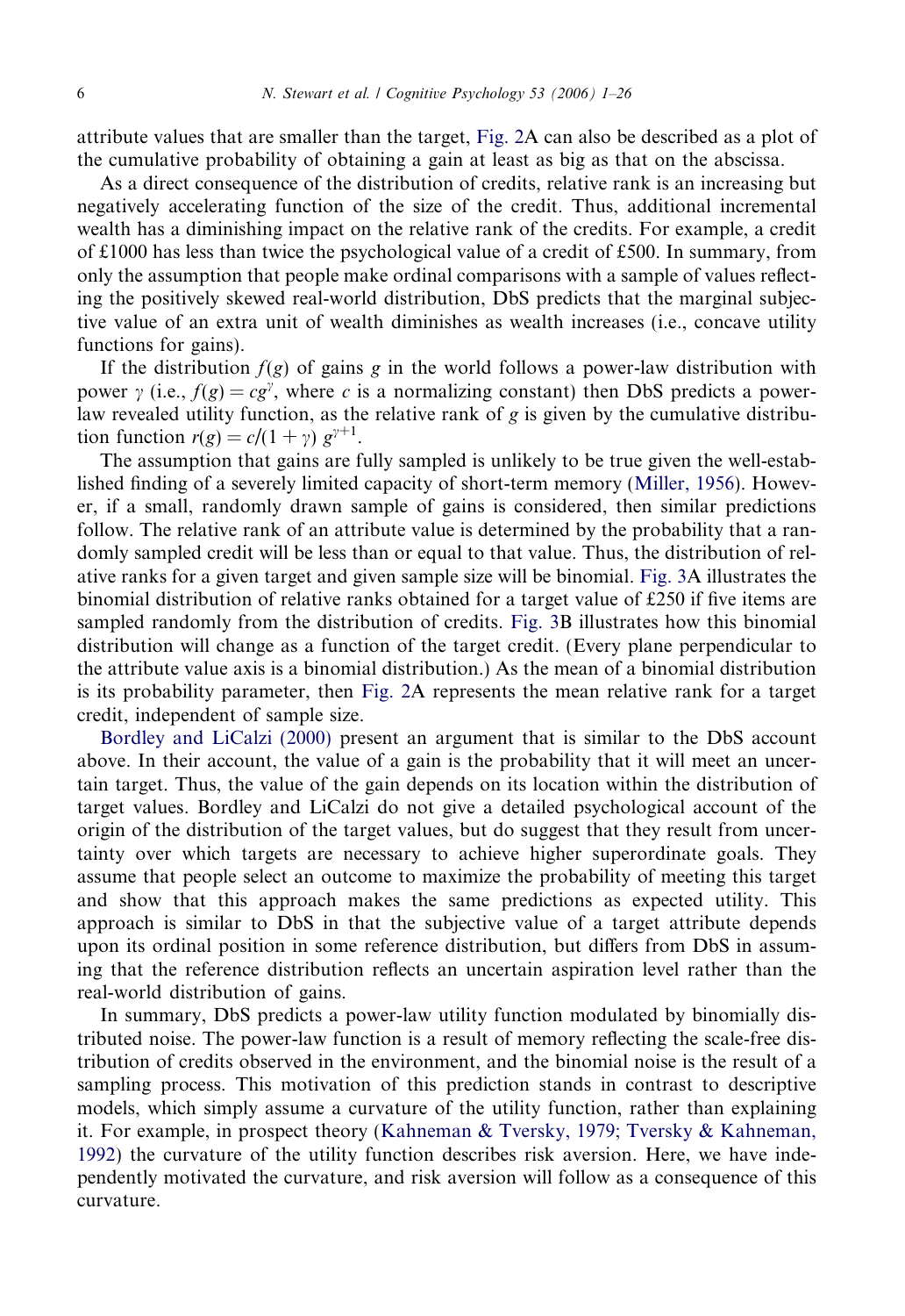attribute values that are smaller than the target, Fig. 2A can also be described as a plot of the cumulative probability of obtaining a gain at least as big as that on the abscissa.

As a direct consequence of the distribution of credits, relative rank is an increasing but negatively accelerating function of the size of the credit. Thus, additional incremental wealth has a diminishing impact on the relative rank of the credits. For example, a credit of £1000 has less than twice the psychological value of a credit of £500. In summary, from only the assumption that people make ordinal comparisons with a sample of values reflecting the positively skewed real-world distribution, DbS predicts that the marginal subjective value of an extra unit of wealth diminishes as wealth increases (i.e., concave utility functions for gains).

If the distribution $f(g)$ of gains $g$ in the world follows a power-law distribution with power $\gamma$ (i.e., $f(g) = cg^{\gamma}$, where $c$ is a normalizing constant) then DbS predicts a power-law revealed utility function, as the relative rank of $g$ is given by the cumulative distribution function $r(g) = c/(1 + \gamma)\ g^{\gamma+1}$.

The assumption that gains are fully sampled is unlikely to be true given the well-established finding of a severely limited capacity of short-term memory (Miller, 1956). However, if a small, randomly drawn sample of gains is considered, then similar predictions follow. The relative rank of an attribute value is determined by the probability that a randomly sampled credit will be less than or equal to that value. Thus, the distribution of relative ranks for a given target and given sample size will be binomial. Fig. 3A illustrates the binomial distribution of relative ranks obtained for a target value of £250 if five items are sampled randomly from the distribution of credits. Fig. 3B illustrates how this binomial distribution will change as a function of the target credit. (Every plane perpendicular to the attribute value axis is a binomial distribution.) As the mean of a binomial distribution is its probability parameter, then Fig. 2A represents the mean relative rank for a target credit, independent of sample size.

Bordley and LiCalzi (2000) present an argument that is similar to the DbS account above. In their account, the value of a gain is the probability that it will meet an uncertain target. Thus, the value of the gain depends on its location within the distribution of target values. Bordley and LiCalzi do not give a detailed psychological account of the origin of the distribution of the target values, but do suggest that they result from uncertainty over which targets are necessary to achieve higher superordinate goals. They assume that people select an outcome to maximize the probability of meeting this target and show that this approach makes the same predictions as expected utility. This approach is similar to DbS in that the subjective value of a target attribute depends upon its ordinal position in some reference distribution, but differs from DbS in assuming that the reference distribution reflects an uncertain aspiration level rather than the real-world distribution of gains.

In summary, DbS predicts a power-law utility function modulated by binomially distributed noise. The power-law function is a result of memory reflecting the scale-free distribution of credits observed in the environment, and the binomial noise is the result of a sampling process. This motivation of this prediction stands in contrast to descriptive models, which simply assume a curvature of the utility function, rather than explaining it. For example, in prospect theory (Kahneman & Tversky, 1979; Tversky & Kahneman, 1992) the curvature of the utility function describes risk aversion. Here, we have independently motivated the curvature, and risk aversion will follow as a consequence of this curvature.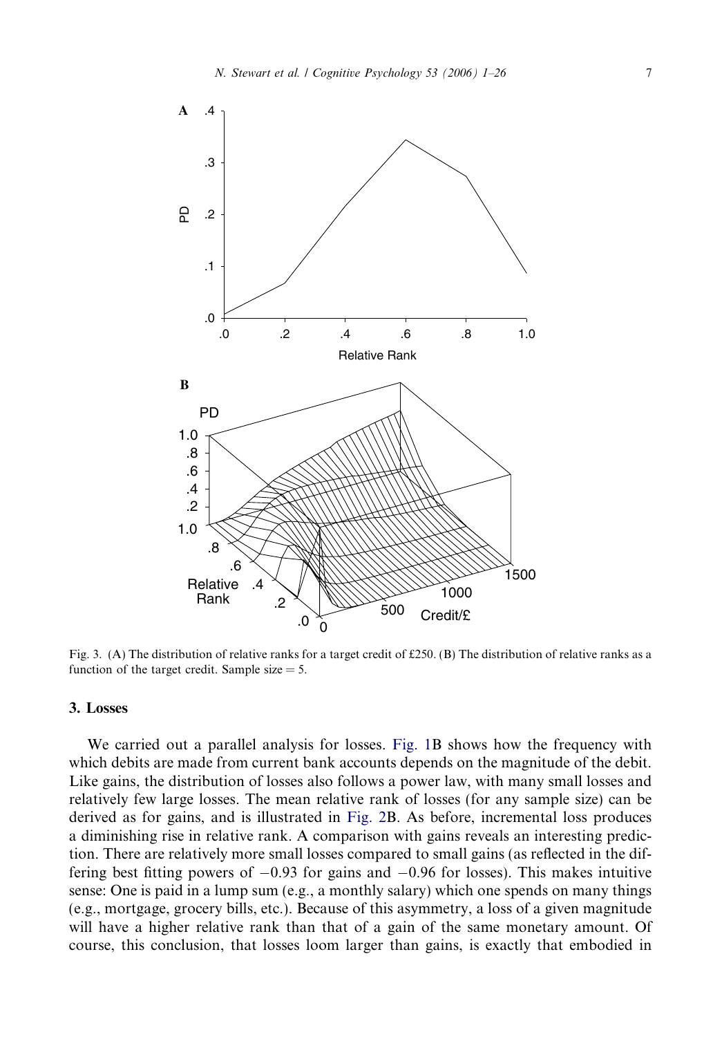Fig. 3. (A) The distribution of relative ranks for a target credit of £250. (B) The distribution of relative ranks as a function of the target credit. Sample size = 5.

## 3. Losses

We carried out a parallel analysis for losses. Fig. 1B shows how the frequency with which debits are made from current bank accounts depends on the magnitude of the debit. Like gains, the distribution of losses also follows a power law, with many small losses and relatively few large losses. The mean relative rank of losses (for any sample size) can be derived as for gains, and is illustrated in Fig. 2B. As before, incremental loss produces a diminishing rise in relative rank. A comparison with gains reveals an interesting prediction. There are relatively more small losses compared to small gains (as reflected in the differing best fitting powers of −0.93 for gains and −0.96 for losses). This makes intuitive sense: One is paid in a lump sum (e.g., a monthly salary) which one spends on many things (e.g., mortgage, grocery bills, etc.). Because of this asymmetry, a loss of a given magnitude will have a higher relative rank than that of a gain of the same monetary amount. Of course, this conclusion, that losses loom larger than gains, is exactly that embodied in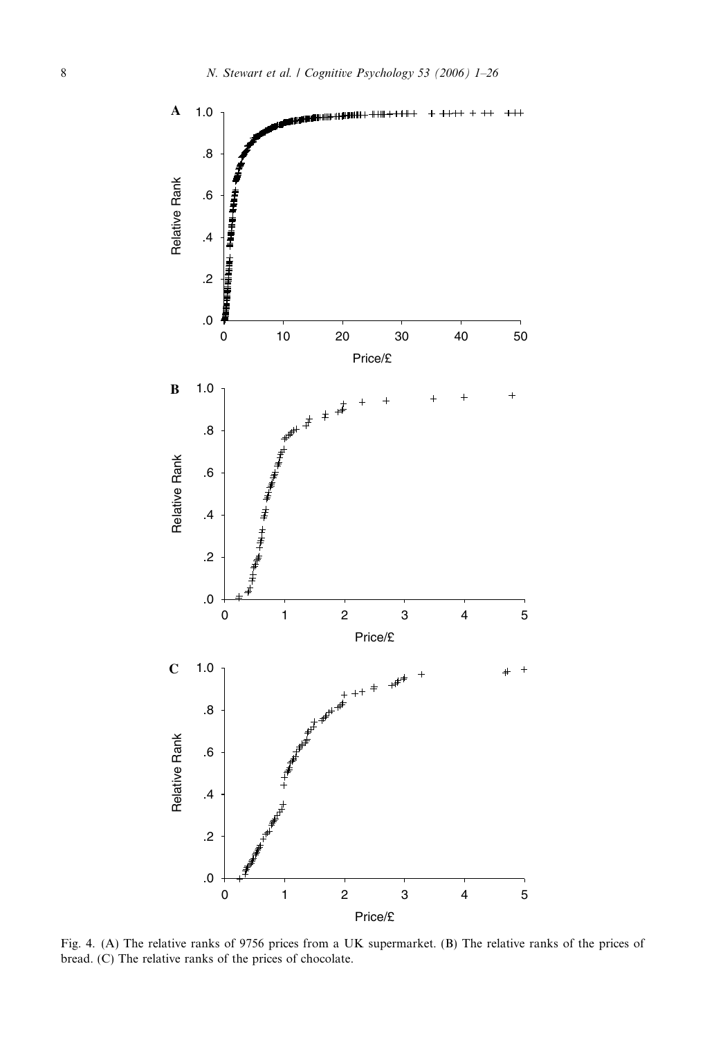Fig. 4. (A) The relative ranks of 9756 prices from a UK supermarket. (B) The relative ranks of the prices of bread. (C) The relative ranks of the prices of chocolate.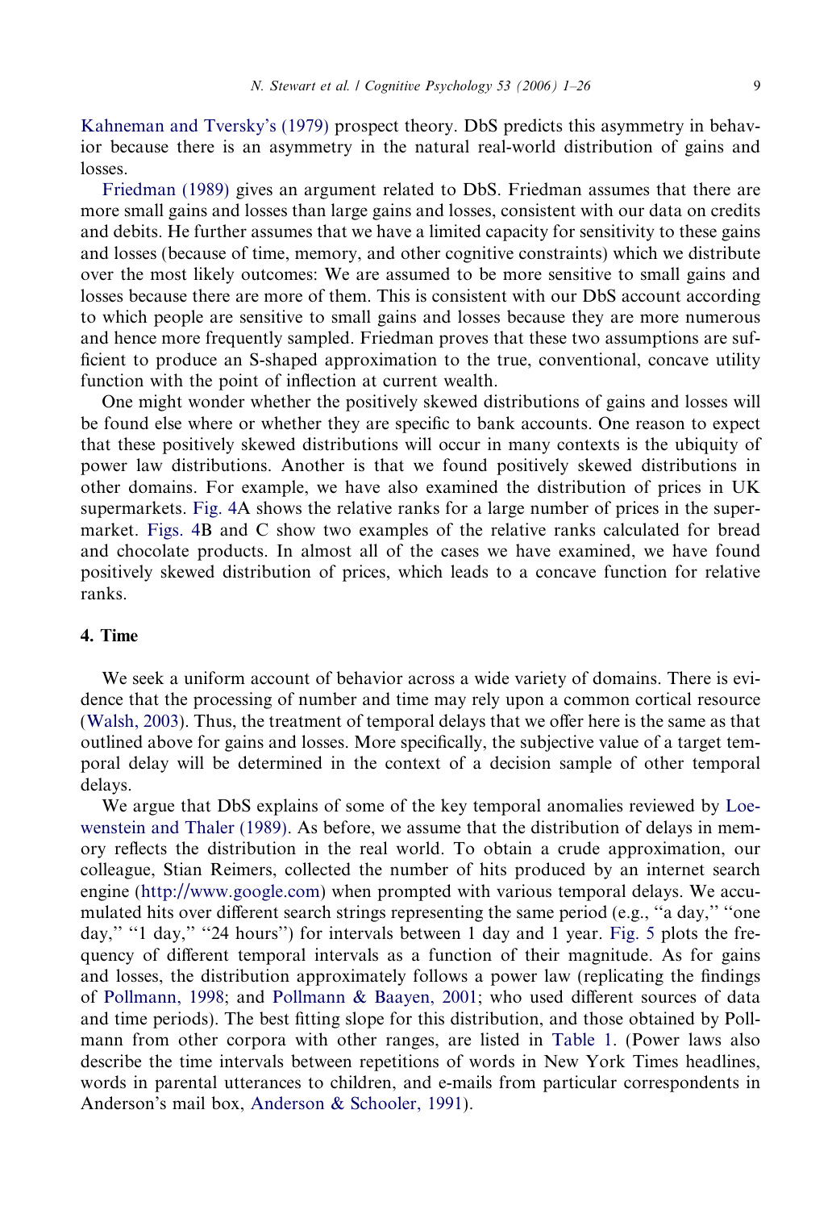Kahneman and Tversky's (1979) prospect theory. DbS predicts this asymmetry in behavior because there is an asymmetry in the natural real-world distribution of gains and losses.

Friedman (1989) gives an argument related to DbS. Friedman assumes that there are more small gains and losses than large gains and losses, consistent with our data on credits and debits. He further assumes that we have a limited capacity for sensitivity to these gains and losses (because of time, memory, and other cognitive constraints) which we distribute over the most likely outcomes: We are assumed to be more sensitive to small gains and losses because there are more of them. This is consistent with our DbS account according to which people are sensitive to small gains and losses because they are more numerous and hence more frequently sampled. Friedman proves that these two assumptions are sufficient to produce an S-shaped approximation to the true, conventional, concave utility function with the point of inflection at current wealth.

One might wonder whether the positively skewed distributions of gains and losses will be found else where or whether they are specific to bank accounts. One reason to expect that these positively skewed distributions will occur in many contexts is the ubiquity of power law distributions. Another is that we found positively skewed distributions in other domains. For example, we have also examined the distribution of prices in UK supermarkets. Fig. 4A shows the relative ranks for a large number of prices in the supermarket. Figs. 4B and C show two examples of the relative ranks calculated for bread and chocolate products. In almost all of the cases we have examined, we have found positively skewed distribution of prices, which leads to a concave function for relative ranks.

## 4. Time

We seek a uniform account of behavior across a wide variety of domains. There is evidence that the processing of number and time may rely upon a common cortical resource (Walsh, 2003). Thus, the treatment of temporal delays that we offer here is the same as that outlined above for gains and losses. More specifically, the subjective value of a target temporal delay will be determined in the context of a decision sample of other temporal delays.

We argue that DbS explains of some of the key temporal anomalies reviewed by Loewenstein and Thaler (1989). As before, we assume that the distribution of delays in memory reflects the distribution in the real world. To obtain a crude approximation, our colleague, Stian Reimers, collected the number of hits produced by an internet search engine (http://www.google.com) when prompted with various temporal delays. We accumulated hits over different search strings representing the same period (e.g., "a day," "one day," "1 day," "24 hours") for intervals between 1 day and 1 year. Fig. 5 plots the frequency of different temporal intervals as a function of their magnitude. As for gains and losses, the distribution approximately follows a power law (replicating the findings of Pollmann, 1998; and Pollmann & Baayen, 2001; who used different sources of data and time periods). The best fitting slope for this distribution, and those obtained by Pollmann from other corpora with other ranges, are listed in Table 1. (Power laws also describe the time intervals between repetitions of words in New York Times headlines, words in parental utterances to children, and e-mails from particular correspondents in Anderson's mail box, Anderson & Schooler, 1991).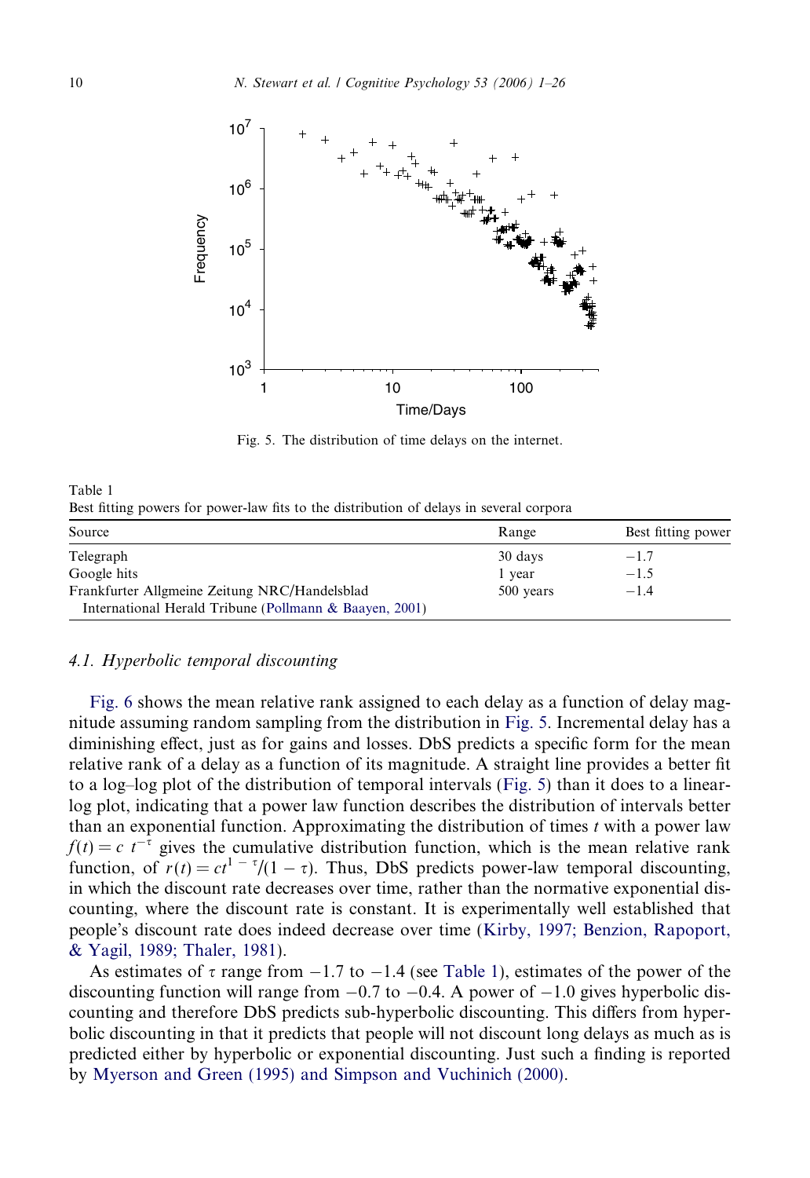Fig. 5. The distribution of time delays on the internet.

Table 1
Best fitting powers for power-law fits to the distribution of delays in several corpora

| Source | Range | Best fitting power |
|---|---|---|
| Telegraph | 30 days | −1.7 |
| Google hits | 1 year | −1.5 |
| Frankfurter Allgmeine Zeitung NRC/Handelsblad International Herald Tribune (Pollmann & Baayen, 2001) | 500 years | −1.4 |

### 4.1. Hyperbolic temporal discounting

Fig. 6 shows the mean relative rank assigned to each delay as a function of delay magnitude assuming random sampling from the distribution in Fig. 5. Incremental delay has a diminishing effect, just as for gains and losses. DbS predicts a specific form for the mean relative rank of a delay as a function of its magnitude. A straight line provides a better fit to a log–log plot of the distribution of temporal intervals (Fig. 5) than it does to a linear-log plot, indicating that a power law function describes the distribution of intervals better than an exponential function. Approximating the distribution of times $t$ with a power law $f(t) = c\ t^{-\tau}$ gives the cumulative distribution function, which is the mean relative rank function, of $r(t) = ct^{1-\tau}/(1-\tau)$. Thus, DbS predicts power-law temporal discounting, in which the discount rate decreases over time, rather than the normative exponential discounting, where the discount rate is constant. It is experimentally well established that people's discount rate does indeed decrease over time (Kirby, 1997; Benzion, Rapoport, & Yagil, 1989; Thaler, 1981).

As estimates of $\tau$ range from −1.7 to −1.4 (see Table 1), estimates of the power of the discounting function will range from −0.7 to −0.4. A power of −1.0 gives hyperbolic discounting and therefore DbS predicts sub-hyperbolic discounting. This differs from hyperbolic discounting in that it predicts that people will not discount long delays as much as is predicted either by hyperbolic or exponential discounting. Just such a finding is reported by Myerson and Green (1995) and Simpson and Vuchinich (2000).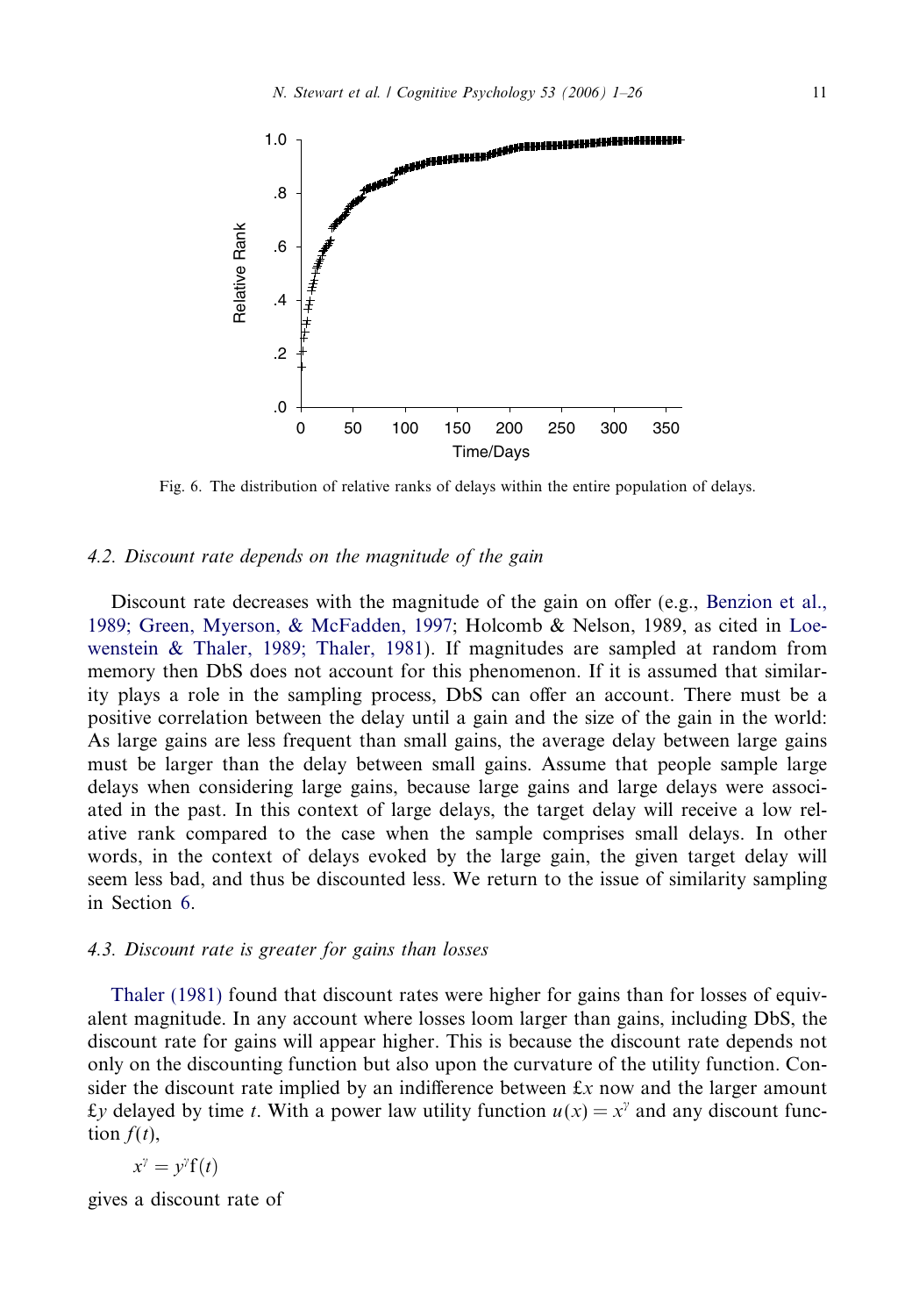Fig. 6. The distribution of relative ranks of delays within the entire population of delays.

### 4.2. Discount rate depends on the magnitude of the gain

Discount rate decreases with the magnitude of the gain on offer (e.g., Benzion et al., 1989; Green, Myerson, & McFadden, 1997; Holcomb & Nelson, 1989, as cited in Loewenstein & Thaler, 1989; Thaler, 1981). If magnitudes are sampled at random from memory then DbS does not account for this phenomenon. If it is assumed that similarity plays a role in the sampling process, DbS can offer an account. There must be a positive correlation between the delay until a gain and the size of the gain in the world: As large gains are less frequent than small gains, the average delay between large gains must be larger than the delay between small gains. Assume that people sample large delays when considering large gains, because large gains and large delays were associated in the past. In this context of large delays, the target delay will receive a low relative rank compared to the case when the sample comprises small delays. In other words, in the context of delays evoked by the large gain, the given target delay will seem less bad, and thus be discounted less. We return to the issue of similarity sampling in Section 6.

### 4.3. Discount rate is greater for gains than losses

Thaler (1981) found that discount rates were higher for gains than for losses of equivalent magnitude. In any account where losses loom larger than gains, including DbS, the discount rate for gains will appear higher. This is because the discount rate depends not only on the discounting function but also upon the curvature of the utility function. Consider the discount rate implied by an indifference between £$x$ now and the larger amount £$y$ delayed by time $t$. With a power law utility function $u(x) = x^{\gamma}$ and any discount function $f(t)$,

$$x^{\gamma} = y^{\gamma}\mathrm{f}(t)$$

gives a discount rate of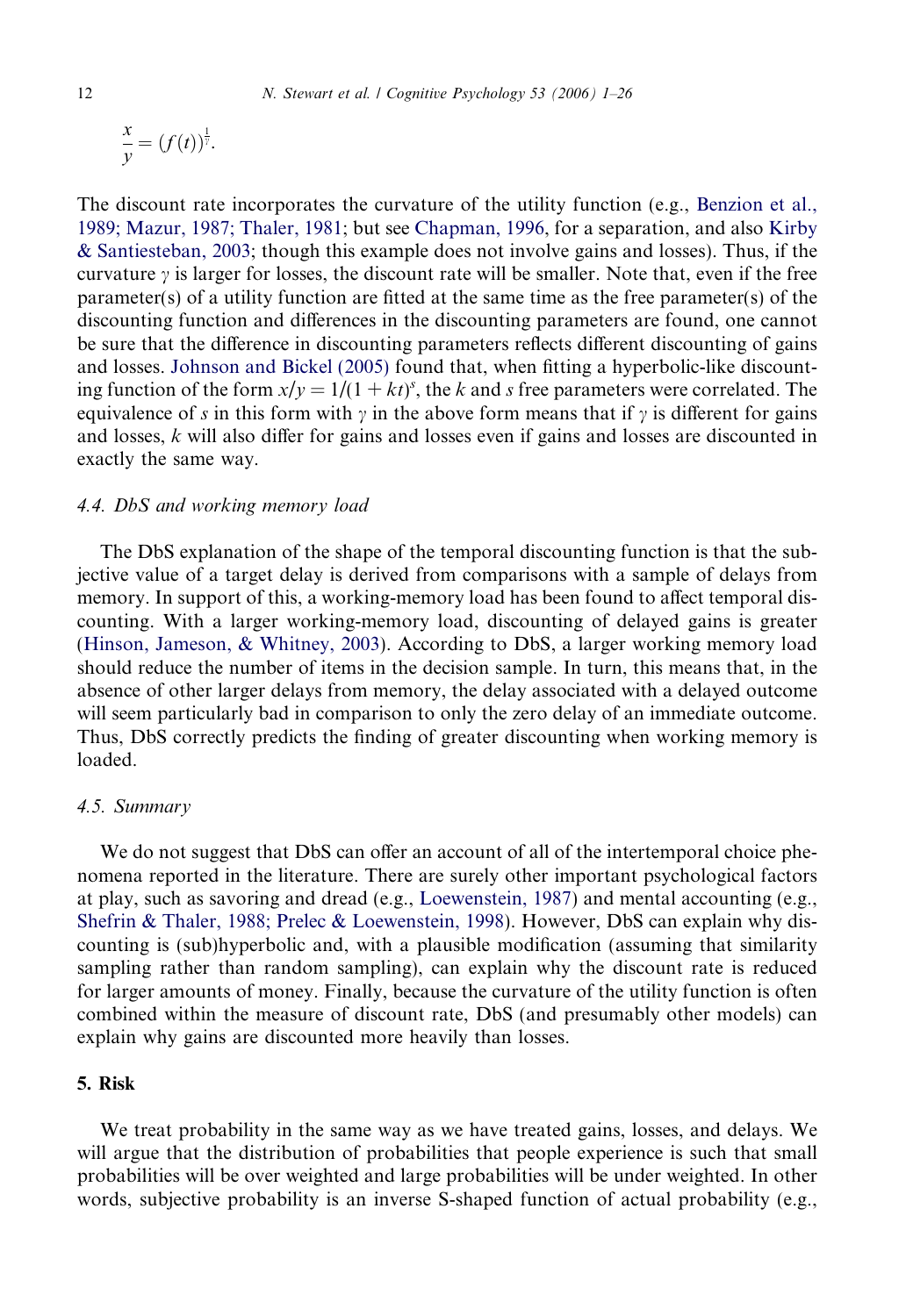$$\frac{x}{y} = (f(t))^{\frac{1}{\gamma}}.$$

The discount rate incorporates the curvature of the utility function (e.g., Benzion et al., 1989; Mazur, 1987; Thaler, 1981; but see Chapman, 1996, for a separation, and also Kirby & Santiesteban, 2003; though this example does not involve gains and losses). Thus, if the curvature $\gamma$ is larger for losses, the discount rate will be smaller. Note that, even if the free parameter(s) of a utility function are fitted at the same time as the free parameter(s) of the discounting function and differences in the discounting parameters are found, one cannot be sure that the difference in discounting parameters reflects different discounting of gains and losses. Johnson and Bickel (2005) found that, when fitting a hyperbolic-like discounting function of the form $x/y = 1/(1 + kt)^s$, the $k$ and $s$ free parameters were correlated. The equivalence of $s$ in this form with $\gamma$ in the above form means that if $\gamma$ is different for gains and losses, $k$ will also differ for gains and losses even if gains and losses are discounted in exactly the same way.

### *4.4. DbS and working memory load*

The DbS explanation of the shape of the temporal discounting function is that the subjective value of a target delay is derived from comparisons with a sample of delays from memory. In support of this, a working-memory load has been found to affect temporal discounting. With a larger working-memory load, discounting of delayed gains is greater (Hinson, Jameson, & Whitney, 2003). According to DbS, a larger working memory load should reduce the number of items in the decision sample. In turn, this means that, in the absence of other larger delays from memory, the delay associated with a delayed outcome will seem particularly bad in comparison to only the zero delay of an immediate outcome. Thus, DbS correctly predicts the finding of greater discounting when working memory is loaded.

### *4.5. Summary*

We do not suggest that DbS can offer an account of all of the intertemporal choice phenomena reported in the literature. There are surely other important psychological factors at play, such as savoring and dread (e.g., Loewenstein, 1987) and mental accounting (e.g., Shefrin & Thaler, 1988; Prelec & Loewenstein, 1998). However, DbS can explain why discounting is (sub)hyperbolic and, with a plausible modification (assuming that similarity sampling rather than random sampling), can explain why the discount rate is reduced for larger amounts of money. Finally, because the curvature of the utility function is often combined within the measure of discount rate, DbS (and presumably other models) can explain why gains are discounted more heavily than losses.

## 5. Risk

We treat probability in the same way as we have treated gains, losses, and delays. We will argue that the distribution of probabilities that people experience is such that small probabilities will be over weighted and large probabilities will be under weighted. In other words, subjective probability is an inverse S-shaped function of actual probability (e.g.,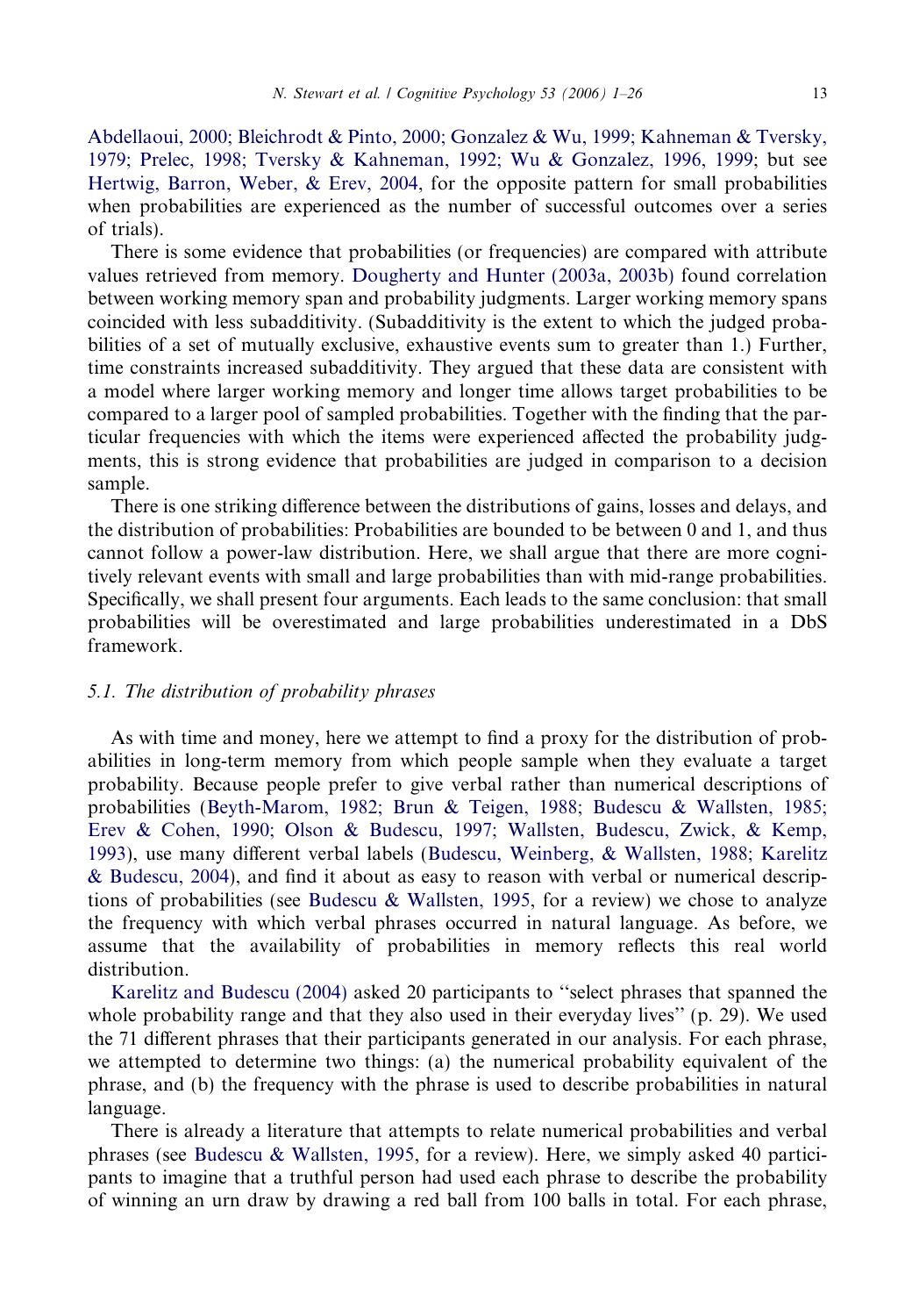Abdellaoui, 2000; Bleichrodt & Pinto, 2000; Gonzalez & Wu, 1999; Kahneman & Tversky, 1979; Prelec, 1998; Tversky & Kahneman, 1992; Wu & Gonzalez, 1996, 1999; but see Hertwig, Barron, Weber, & Erev, 2004, for the opposite pattern for small probabilities when probabilities are experienced as the number of successful outcomes over a series of trials).

There is some evidence that probabilities (or frequencies) are compared with attribute values retrieved from memory. Dougherty and Hunter (2003a, 2003b) found correlation between working memory span and probability judgments. Larger working memory spans coincided with less subadditivity. (Subadditivity is the extent to which the judged probabilities of a set of mutually exclusive, exhaustive events sum to greater than 1.) Further, time constraints increased subadditivity. They argued that these data are consistent with a model where larger working memory and longer time allows target probabilities to be compared to a larger pool of sampled probabilities. Together with the finding that the particular frequencies with which the items were experienced affected the probability judgments, this is strong evidence that probabilities are judged in comparison to a decision sample.

There is one striking difference between the distributions of gains, losses and delays, and the distribution of probabilities: Probabilities are bounded to be between 0 and 1, and thus cannot follow a power-law distribution. Here, we shall argue that there are more cognitively relevant events with small and large probabilities than with mid-range probabilities. Specifically, we shall present four arguments. Each leads to the same conclusion: that small probabilities will be overestimated and large probabilities underestimated in a DbS framework.

### 5.1. The distribution of probability phrases

As with time and money, here we attempt to find a proxy for the distribution of probabilities in long-term memory from which people sample when they evaluate a target probability. Because people prefer to give verbal rather than numerical descriptions of probabilities (Beyth-Marom, 1982; Brun & Teigen, 1988; Budescu & Wallsten, 1985; Erev & Cohen, 1990; Olson & Budescu, 1997; Wallsten, Budescu, Zwick, & Kemp, 1993), use many different verbal labels (Budescu, Weinberg, & Wallsten, 1988; Karelitz & Budescu, 2004), and find it about as easy to reason with verbal or numerical descriptions of probabilities (see Budescu & Wallsten, 1995, for a review) we chose to analyze the frequency with which verbal phrases occurred in natural language. As before, we assume that the availability of probabilities in memory reflects this real world distribution.

Karelitz and Budescu (2004) asked 20 participants to ''select phrases that spanned the whole probability range and that they also used in their everyday lives'' (p. 29). We used the 71 different phrases that their participants generated in our analysis. For each phrase, we attempted to determine two things: (a) the numerical probability equivalent of the phrase, and (b) the frequency with the phrase is used to describe probabilities in natural language.

There is already a literature that attempts to relate numerical probabilities and verbal phrases (see Budescu & Wallsten, 1995, for a review). Here, we simply asked 40 participants to imagine that a truthful person had used each phrase to describe the probability of winning an urn draw by drawing a red ball from 100 balls in total. For each phrase,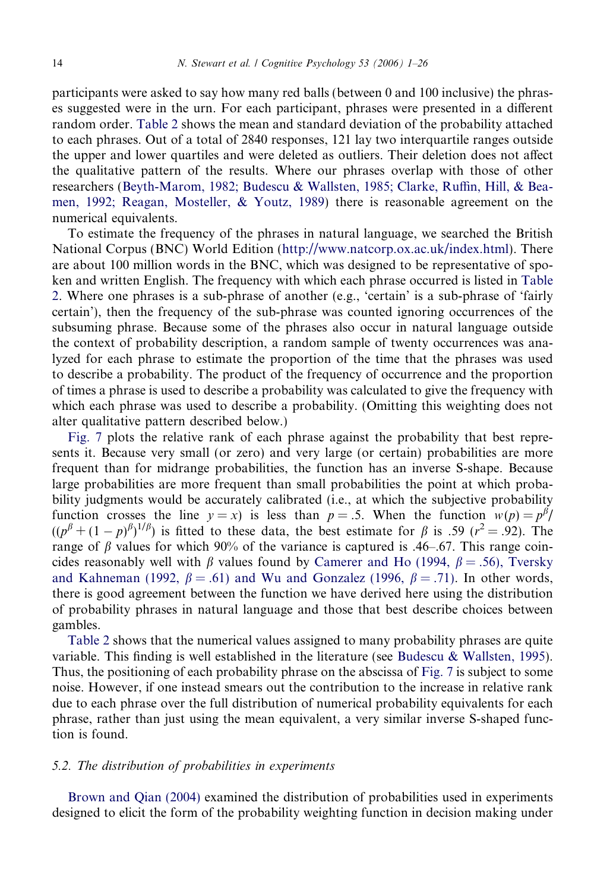participants were asked to say how many red balls (between 0 and 100 inclusive) the phrases suggested were in the urn. For each participant, phrases were presented in a different random order. Table 2 shows the mean and standard deviation of the probability attached to each phrases. Out of a total of 2840 responses, 121 lay two interquartile ranges outside the upper and lower quartiles and were deleted as outliers. Their deletion does not affect the qualitative pattern of the results. Where our phrases overlap with those of other researchers (Beyth-Marom, 1982; Budescu & Wallsten, 1985; Clarke, Ruffin, Hill, & Beamen, 1992; Reagan, Mosteller, & Youtz, 1989) there is reasonable agreement on the numerical equivalents.

To estimate the frequency of the phrases in natural language, we searched the British National Corpus (BNC) World Edition (http://www.natcorp.ox.ac.uk/index.html). There are about 100 million words in the BNC, which was designed to be representative of spoken and written English. The frequency with which each phrase occurred is listed in Table 2. Where one phrases is a sub-phrase of another (e.g., 'certain' is a sub-phrase of 'fairly certain'), then the frequency of the sub-phrase was counted ignoring occurrences of the subsuming phrase. Because some of the phrases also occur in natural language outside the context of probability description, a random sample of twenty occurrences was analyzed for each phrase to estimate the proportion of the time that the phrases was used to describe a probability. The product of the frequency of occurrence and the proportion of times a phrase is used to describe a probability was calculated to give the frequency with which each phrase was used to describe a probability. (Omitting this weighting does not alter qualitative pattern described below.)

Fig. 7 plots the relative rank of each phrase against the probability that best represents it. Because very small (or zero) and very large (or certain) probabilities are more frequent than for midrange probabilities, the function has an inverse S-shape. Because large probabilities are more frequent than small probabilities the point at which probability judgments would be accurately calibrated (i.e., at which the subjective probability function crosses the line $y = x$) is less than $p = .5$. When the function $w(p) = p^{\beta}/((p^{\beta} + (1 - p)^{\beta})^{1/\beta})$ is fitted to these data, the best estimate for $\beta$ is .59 ($r^2 = .92$). The range of $\beta$ values for which 90% of the variance is captured is .46–.67. This range coincides reasonably well with $\beta$ values found by Camerer and Ho (1994, $\beta = .56$), Tversky and Kahneman (1992, $\beta = .61$) and Wu and Gonzalez (1996, $\beta = .71$). In other words, there is good agreement between the function we have derived here using the distribution of probability phrases in natural language and those that best describe choices between gambles.

Table 2 shows that the numerical values assigned to many probability phrases are quite variable. This finding is well established in the literature (see Budescu & Wallsten, 1995). Thus, the positioning of each probability phrase on the abscissa of Fig. 7 is subject to some noise. However, if one instead smears out the contribution to the increase in relative rank due to each phrase over the full distribution of numerical probability equivalents for each phrase, rather than just using the mean equivalent, a very similar inverse S-shaped function is found.

### 5.2. The distribution of probabilities in experiments

Brown and Qian (2004) examined the distribution of probabilities used in experiments designed to elicit the form of the probability weighting function in decision making under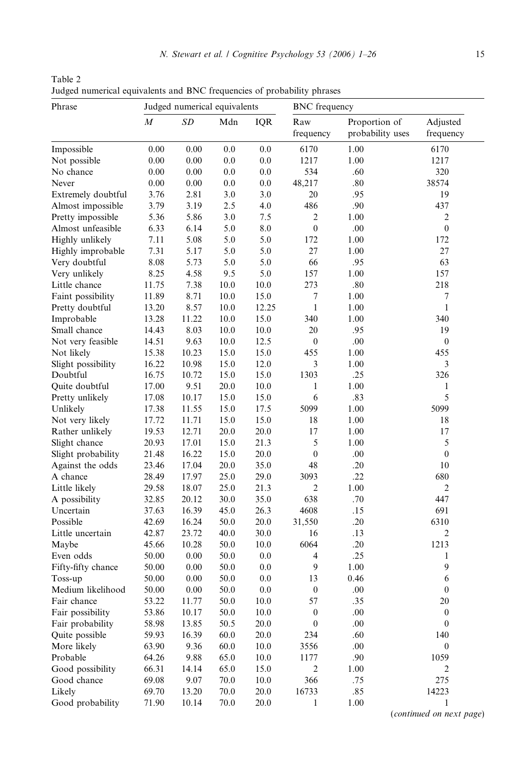Table 2
Judged numerical equivalents and BNC frequencies of probability phrases

| Phrase | Judged numerical equivalents | | | | BNC frequency | | |
|---|---|---|---|---|---|---|---|
| | *M* | *SD* | Mdn | IQR | Raw frequency | Proportion of probability uses | Adjusted frequency |
| Impossible | 0.00 | 0.00 | 0.0 | 0.0 | 6170 | 1.00 | 6170 |
| Not possible | 0.00 | 0.00 | 0.0 | 0.0 | 1217 | 1.00 | 1217 |
| No chance | 0.00 | 0.00 | 0.0 | 0.0 | 534 | .60 | 320 |
| Never | 0.00 | 0.00 | 0.0 | 0.0 | 48,217 | .80 | 38574 |
| Extremely doubtful | 3.76 | 2.81 | 3.0 | 3.0 | 20 | .95 | 19 |
| Almost impossible | 3.79 | 3.19 | 2.5 | 4.0 | 486 | .90 | 437 |
| Pretty impossible | 5.36 | 5.86 | 3.0 | 7.5 | 2 | 1.00 | 2 |
| Almost unfeasible | 6.33 | 6.14 | 5.0 | 8.0 | 0 | .00 | 0 |
| Highly unlikely | 7.11 | 5.08 | 5.0 | 5.0 | 172 | 1.00 | 172 |
| Highly improbable | 7.31 | 5.17 | 5.0 | 5.0 | 27 | 1.00 | 27 |
| Very doubtful | 8.08 | 5.73 | 5.0 | 5.0 | 66 | .95 | 63 |
| Very unlikely | 8.25 | 4.58 | 9.5 | 5.0 | 157 | 1.00 | 157 |
| Little chance | 11.75 | 7.38 | 10.0 | 10.0 | 273 | .80 | 218 |
| Faint possibility | 11.89 | 8.71 | 10.0 | 15.0 | 7 | 1.00 | 7 |
| Pretty doubtful | 13.20 | 8.57 | 10.0 | 12.25 | 1 | 1.00 | 1 |
| Improbable | 13.28 | 11.22 | 10.0 | 15.0 | 340 | 1.00 | 340 |
| Small chance | 14.43 | 8.03 | 10.0 | 10.0 | 20 | .95 | 19 |
| Not very feasible | 14.51 | 9.63 | 10.0 | 12.5 | 0 | .00 | 0 |
| Not likely | 15.38 | 10.23 | 15.0 | 15.0 | 455 | 1.00 | 455 |
| Slight possibility | 16.22 | 10.98 | 15.0 | 12.0 | 3 | 1.00 | 3 |
| Doubtful | 16.75 | 10.72 | 15.0 | 15.0 | 1303 | .25 | 326 |
| Quite doubtful | 17.00 | 9.51 | 20.0 | 10.0 | 1 | 1.00 | 1 |
| Pretty unlikely | 17.08 | 10.17 | 15.0 | 15.0 | 6 | .83 | 5 |
| Unlikely | 17.38 | 11.55 | 15.0 | 17.5 | 5099 | 1.00 | 5099 |
| Not very likely | 17.72 | 11.71 | 15.0 | 15.0 | 18 | 1.00 | 18 |
| Rather unlikely | 19.53 | 12.71 | 20.0 | 20.0 | 17 | 1.00 | 17 |
| Slight chance | 20.93 | 17.01 | 15.0 | 21.3 | 5 | 1.00 | 5 |
| Slight probability | 21.48 | 16.22 | 15.0 | 20.0 | 0 | .00 | 0 |
| Against the odds | 23.46 | 17.04 | 20.0 | 35.0 | 48 | .20 | 10 |
| A chance | 28.49 | 17.97 | 25.0 | 29.0 | 3093 | .22 | 680 |
| Little likely | 29.58 | 18.07 | 25.0 | 21.3 | 2 | 1.00 | 2 |
| A possibility | 32.85 | 20.12 | 30.0 | 35.0 | 638 | .70 | 447 |
| Uncertain | 37.63 | 16.39 | 45.0 | 26.3 | 4608 | .15 | 691 |
| Possible | 42.69 | 16.24 | 50.0 | 20.0 | 31,550 | .20 | 6310 |
| Little uncertain | 42.87 | 23.72 | 40.0 | 30.0 | 16 | .13 | 2 |
| Maybe | 45.66 | 10.28 | 50.0 | 10.0 | 6064 | .20 | 1213 |
| Even odds | 50.00 | 0.00 | 50.0 | 0.0 | 4 | .25 | 1 |
| Fifty-fifty chance | 50.00 | 0.00 | 50.0 | 0.0 | 9 | 1.00 | 9 |
| Toss-up | 50.00 | 0.00 | 50.0 | 0.0 | 13 | 0.46 | 6 |
| Medium likelihood | 50.00 | 0.00 | 50.0 | 0.0 | 0 | .00 | 0 |
| Fair chance | 53.22 | 11.77 | 50.0 | 10.0 | 57 | .35 | 20 |
| Fair possibility | 53.86 | 10.17 | 50.0 | 10.0 | 0 | .00 | 0 |
| Fair probability | 58.98 | 13.85 | 50.5 | 20.0 | 0 | .00 | 0 |
| Quite possible | 59.93 | 16.39 | 60.0 | 20.0 | 234 | .60 | 140 |
| More likely | 63.90 | 9.36 | 60.0 | 10.0 | 3556 | .00 | 0 |
| Probable | 64.26 | 9.88 | 65.0 | 10.0 | 1177 | .90 | 1059 |
| Good possibility | 66.31 | 14.14 | 65.0 | 15.0 | 2 | 1.00 | 2 |
| Good chance | 69.08 | 9.07 | 70.0 | 10.0 | 366 | .75 | 275 |
| Likely | 69.70 | 13.20 | 70.0 | 20.0 | 16733 | .85 | 14223 |
| Good probability | 71.90 | 10.14 | 70.0 | 20.0 | 1 | 1.00 | 1 |

(*continued on next page*)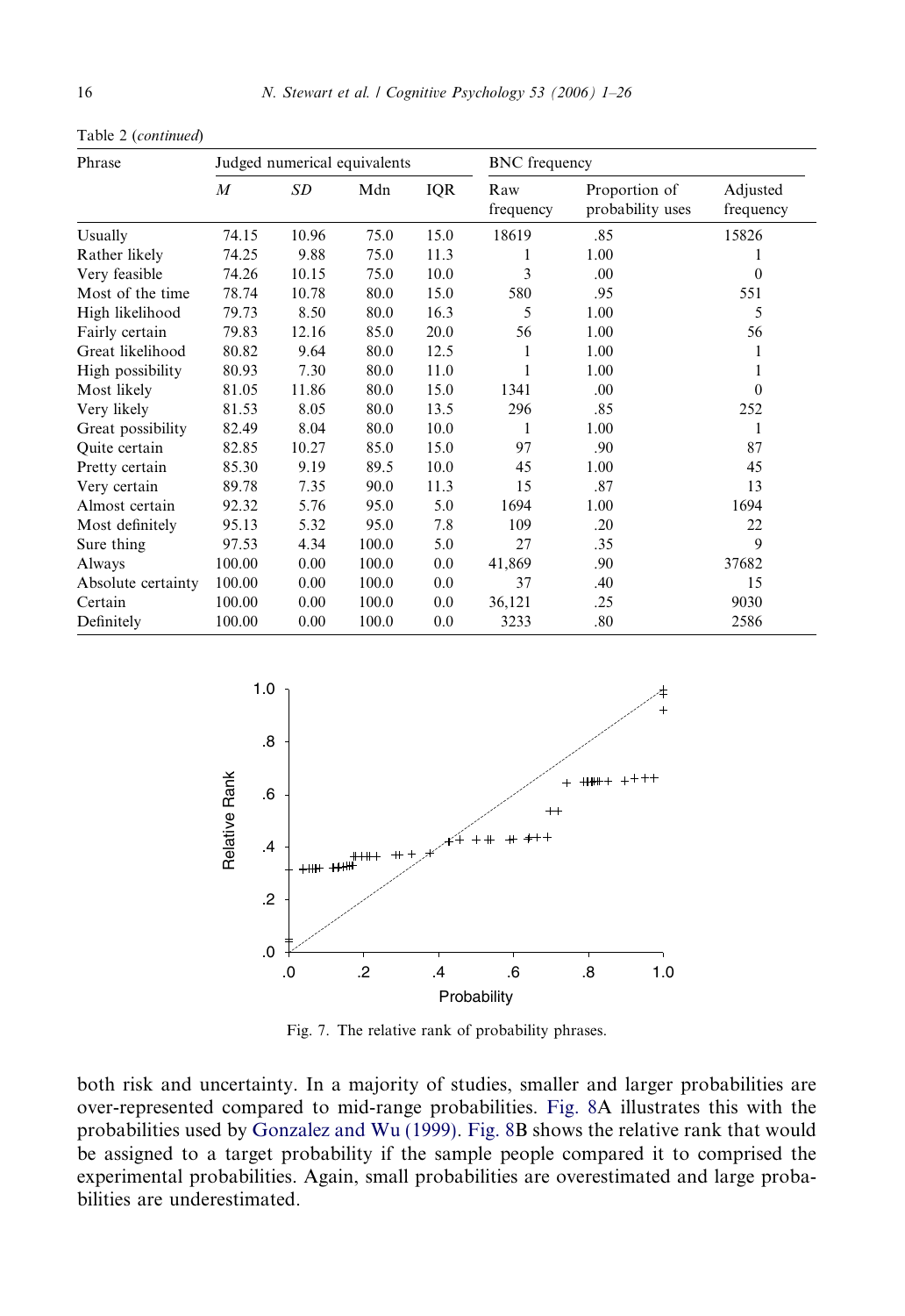Table 2 (*continued*)

| Phrase | Judged numerical equivalents | | | | BNC frequency | | |
|---|---|---|---|---|---|---|---|
| | *M* | *SD* | Mdn | IQR | Raw frequency | Proportion of probability uses | Adjusted frequency |
| Usually | 74.15 | 10.96 | 75.0 | 15.0 | 18619 | .85 | 15826 |
| Rather likely | 74.25 | 9.88 | 75.0 | 11.3 | 1 | 1.00 | 1 |
| Very feasible | 74.26 | 10.15 | 75.0 | 10.0 | 3 | .00 | 0 |
| Most of the time | 78.74 | 10.78 | 80.0 | 15.0 | 580 | .95 | 551 |
| High likelihood | 79.73 | 8.50 | 80.0 | 16.3 | 5 | 1.00 | 5 |
| Fairly certain | 79.83 | 12.16 | 85.0 | 20.0 | 56 | 1.00 | 56 |
| Great likelihood | 80.82 | 9.64 | 80.0 | 12.5 | 1 | 1.00 | 1 |
| High possibility | 80.93 | 7.30 | 80.0 | 11.0 | 1 | 1.00 | 1 |
| Most likely | 81.05 | 11.86 | 80.0 | 15.0 | 1341 | .00 | 0 |
| Very likely | 81.53 | 8.05 | 80.0 | 13.5 | 296 | .85 | 252 |
| Great possibility | 82.49 | 8.04 | 80.0 | 10.0 | 1 | 1.00 | 1 |
| Quite certain | 82.85 | 10.27 | 85.0 | 15.0 | 97 | .90 | 87 |
| Pretty certain | 85.30 | 9.19 | 89.5 | 10.0 | 45 | 1.00 | 45 |
| Very certain | 89.78 | 7.35 | 90.0 | 11.3 | 15 | .87 | 13 |
| Almost certain | 92.32 | 5.76 | 95.0 | 5.0 | 1694 | 1.00 | 1694 |
| Most definitely | 95.13 | 5.32 | 95.0 | 7.8 | 109 | .20 | 22 |
| Sure thing | 97.53 | 4.34 | 100.0 | 5.0 | 27 | .35 | 9 |
| Always | 100.00 | 0.00 | 100.0 | 0.0 | 41,869 | .90 | 37682 |
| Absolute certainty | 100.00 | 0.00 | 100.0 | 0.0 | 37 | .40 | 15 |
| Certain | 100.00 | 0.00 | 100.0 | 0.0 | 36,121 | .25 | 9030 |
| Definitely | 100.00 | 0.00 | 100.0 | 0.0 | 3233 | .80 | 2586 |

Fig. 7. The relative rank of probability phrases.

both risk and uncertainty. In a majority of studies, smaller and larger probabilities are over-represented compared to mid-range probabilities. Fig. 8A illustrates this with the probabilities used by Gonzalez and Wu (1999). Fig. 8B shows the relative rank that would be assigned to a target probability if the sample people compared it to comprised the experimental probabilities. Again, small probabilities are overestimated and large probabilities are underestimated.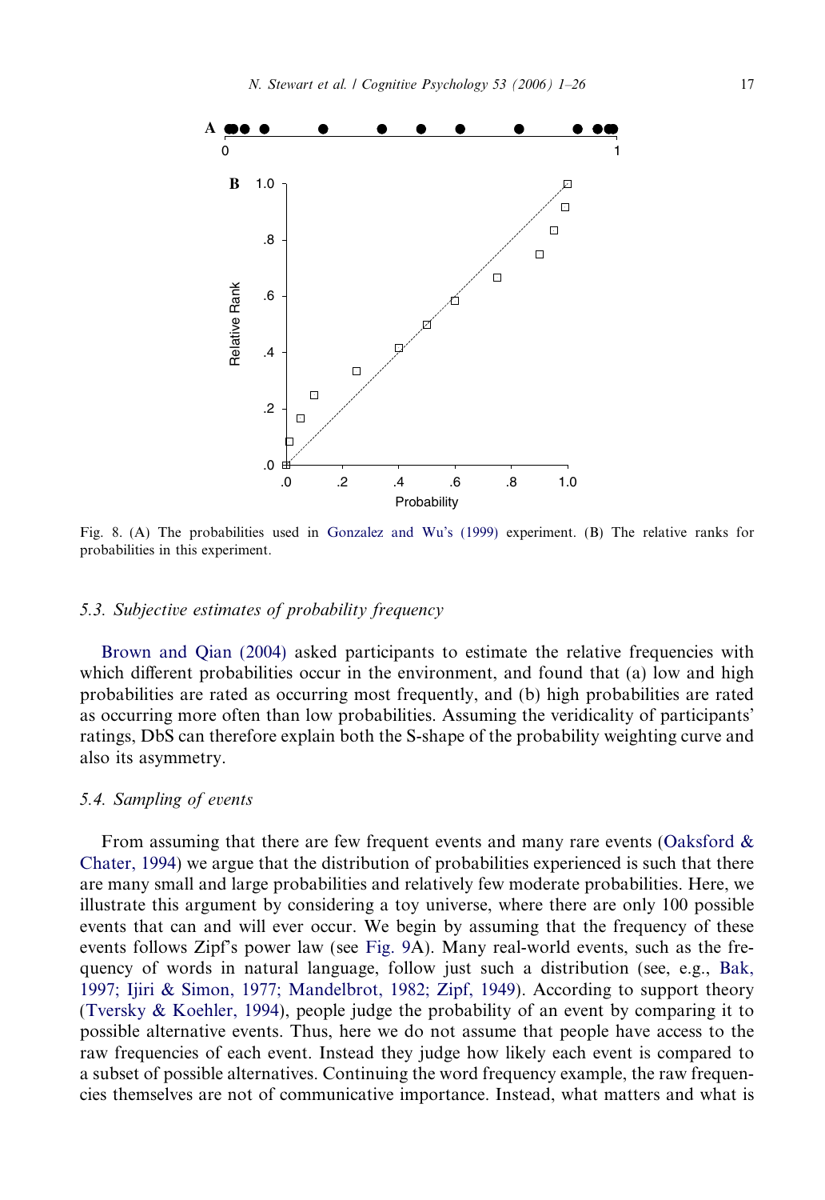Fig. 8. (A) The probabilities used in Gonzalez and Wu's (1999) experiment. (B) The relative ranks for probabilities in this experiment.

### 5.3. Subjective estimates of probability frequency

Brown and Qian (2004) asked participants to estimate the relative frequencies with which different probabilities occur in the environment, and found that (a) low and high probabilities are rated as occurring most frequently, and (b) high probabilities are rated as occurring more often than low probabilities. Assuming the veridicality of participants' ratings, DbS can therefore explain both the S-shape of the probability weighting curve and also its asymmetry.

### 5.4. Sampling of events

From assuming that there are few frequent events and many rare events (Oaksford & Chater, 1994) we argue that the distribution of probabilities experienced is such that there are many small and large probabilities and relatively few moderate probabilities. Here, we illustrate this argument by considering a toy universe, where there are only 100 possible events that can and will ever occur. We begin by assuming that the frequency of these events follows Zipf's power law (see Fig. 9A). Many real-world events, such as the frequency of words in natural language, follow just such a distribution (see, e.g., Bak, 1997; Ijiri & Simon, 1977; Mandelbrot, 1982; Zipf, 1949). According to support theory (Tversky & Koehler, 1994), people judge the probability of an event by comparing it to possible alternative events. Thus, here we do not assume that people have access to the raw frequencies of each event. Instead they judge how likely each event is compared to a subset of possible alternatives. Continuing the word frequency example, the raw frequencies themselves are not of communicative importance. Instead, what matters and what is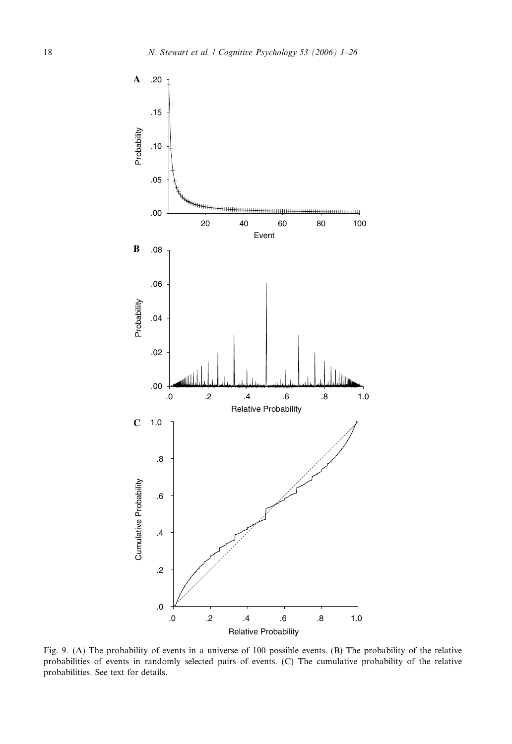Fig. 9. (A) The probability of events in a universe of 100 possible events. (B) The probability of the relative probabilities of events in randomly selected pairs of events. (C) The cumulative probability of the relative probabilities. See text for details.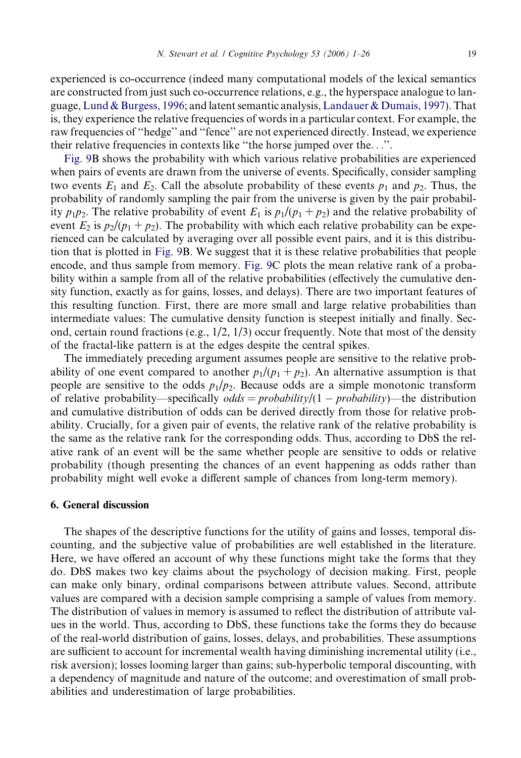experienced is co-occurrence (indeed many computational models of the lexical semantics are constructed from just such co-occurrence relations, e.g., the hyperspace analogue to language, Lund & Burgess, 1996; and latent semantic analysis, Landauer & Dumais, 1997). That is, they experience the relative frequencies of words in a particular context. For example, the raw frequencies of "hedge" and "fence" are not experienced directly. Instead, we experience their relative frequencies in contexts like "the horse jumped over the...".

Fig. 9B shows the probability with which various relative probabilities are experienced when pairs of events are drawn from the universe of events. Specifically, consider sampling two events $E_1$ and $E_2$. Call the absolute probability of these events $p_1$ and $p_2$. Thus, the probability of randomly sampling the pair from the universe is given by the pair probability $p_1 p_2$. The relative probability of event $E_1$ is $p_1/(p_1 + p_2)$ and the relative probability of event $E_2$ is $p_2/(p_1 + p_2)$. The probability with which each relative probability can be experienced can be calculated by averaging over all possible event pairs, and it is this distribution that is plotted in Fig. 9B. We suggest that it is these relative probabilities that people encode, and thus sample from memory. Fig. 9C plots the mean relative rank of a probability within a sample from all of the relative probabilities (effectively the cumulative density function, exactly as for gains, losses, and delays). There are two important features of this resulting function. First, there are more small and large relative probabilities than intermediate values: The cumulative density function is steepest initially and finally. Second, certain round fractions (e.g., 1/2, 1/3) occur frequently. Note that most of the density of the fractal-like pattern is at the edges despite the central spikes.

The immediately preceding argument assumes people are sensitive to the relative probability of one event compared to another $p_1/(p_1 + p_2)$. An alternative assumption is that people are sensitive to the odds $p_1/p_2$. Because odds are a simple monotonic transform of relative probability—specifically $odds = probability/(1 - probability)$—the distribution and cumulative distribution of odds can be derived directly from those for relative probability. Crucially, for a given pair of events, the relative rank of the relative probability is the same as the relative rank for the corresponding odds. Thus, according to DbS the relative rank of an event will be the same whether people are sensitive to odds or relative probability (though presenting the chances of an event happening as odds rather than probability might well evoke a different sample of chances from long-term memory).

## 6. General discussion

The shapes of the descriptive functions for the utility of gains and losses, temporal discounting, and the subjective value of probabilities are well established in the literature. Here, we have offered an account of why these functions might take the forms that they do. DbS makes two key claims about the psychology of decision making. First, people can make only binary, ordinal comparisons between attribute values. Second, attribute values are compared with a decision sample comprising a sample of values from memory. The distribution of values in memory is assumed to reflect the distribution of attribute values in the world. Thus, according to DbS, these functions take the forms they do because of the real-world distribution of gains, losses, delays, and probabilities. These assumptions are sufficient to account for incremental wealth having diminishing incremental utility (i.e., risk aversion); losses looming larger than gains; sub-hyperbolic temporal discounting, with a dependency of magnitude and nature of the outcome; and overestimation of small probabilities and underestimation of large probabilities.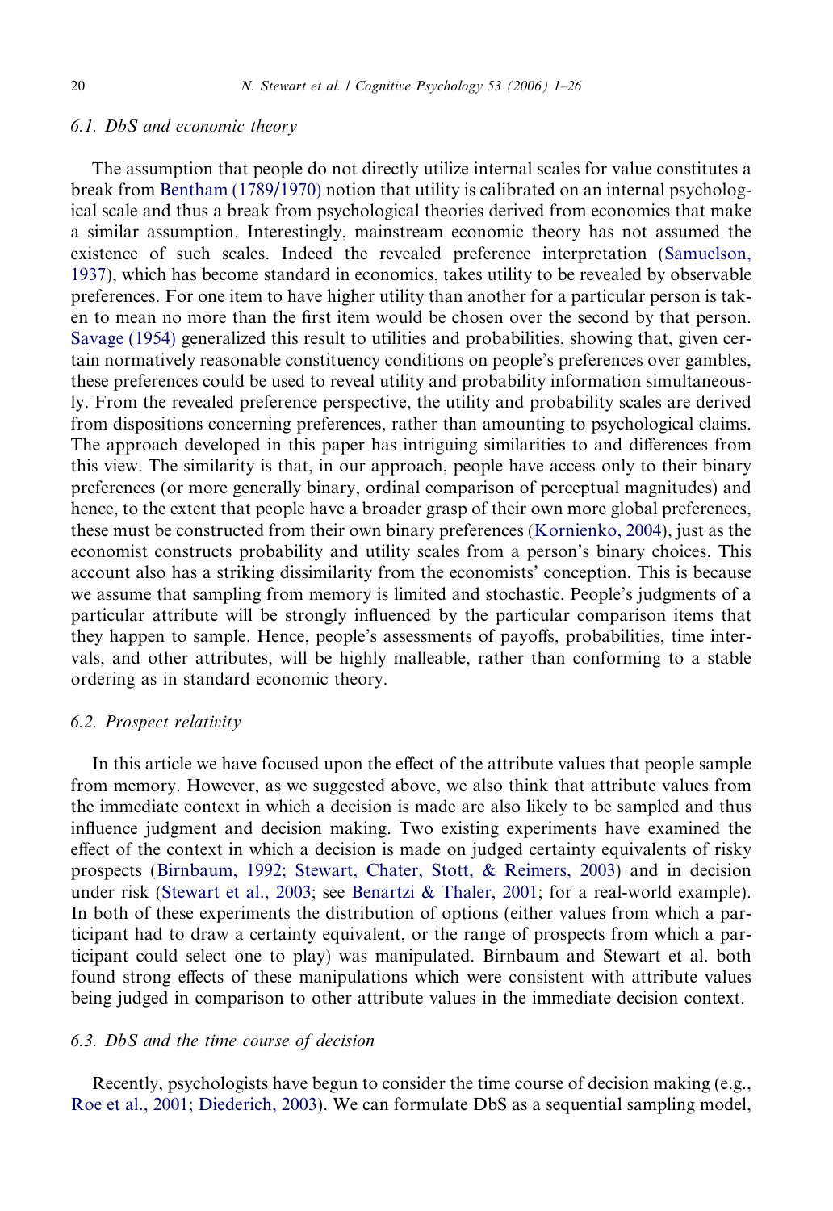### 6.1. DbS and economic theory

The assumption that people do not directly utilize internal scales for value constitutes a break from Bentham (1789/1970) notion that utility is calibrated on an internal psychological scale and thus a break from psychological theories derived from economics that make a similar assumption. Interestingly, mainstream economic theory has not assumed the existence of such scales. Indeed the revealed preference interpretation (Samuelson, 1937), which has become standard in economics, takes utility to be revealed by observable preferences. For one item to have higher utility than another for a particular person is taken to mean no more than the first item would be chosen over the second by that person. Savage (1954) generalized this result to utilities and probabilities, showing that, given certain normatively reasonable constituency conditions on people's preferences over gambles, these preferences could be used to reveal utility and probability information simultaneously. From the revealed preference perspective, the utility and probability scales are derived from dispositions concerning preferences, rather than amounting to psychological claims. The approach developed in this paper has intriguing similarities to and differences from this view. The similarity is that, in our approach, people have access only to their binary preferences (or more generally binary, ordinal comparison of perceptual magnitudes) and hence, to the extent that people have a broader grasp of their own more global preferences, these must be constructed from their own binary preferences (Kornienko, 2004), just as the economist constructs probability and utility scales from a person's binary choices. This account also has a striking dissimilarity from the economists' conception. This is because we assume that sampling from memory is limited and stochastic. People's judgments of a particular attribute will be strongly influenced by the particular comparison items that they happen to sample. Hence, people's assessments of payoffs, probabilities, time intervals, and other attributes, will be highly malleable, rather than conforming to a stable ordering as in standard economic theory.

### 6.2. Prospect relativity

In this article we have focused upon the effect of the attribute values that people sample from memory. However, as we suggested above, we also think that attribute values from the immediate context in which a decision is made are also likely to be sampled and thus influence judgment and decision making. Two existing experiments have examined the effect of the context in which a decision is made on judged certainty equivalents of risky prospects (Birnbaum, 1992; Stewart, Chater, Stott, & Reimers, 2003) and in decision under risk (Stewart et al., 2003; see Benartzi & Thaler, 2001; for a real-world example). In both of these experiments the distribution of options (either values from which a participant had to draw a certainty equivalent, or the range of prospects from which a participant could select one to play) was manipulated. Birnbaum and Stewart et al. both found strong effects of these manipulations which were consistent with attribute values being judged in comparison to other attribute values in the immediate decision context.

### 6.3. DbS and the time course of decision

Recently, psychologists have begun to consider the time course of decision making (e.g., Roe et al., 2001; Diederich, 2003). We can formulate DbS as a sequential sampling model,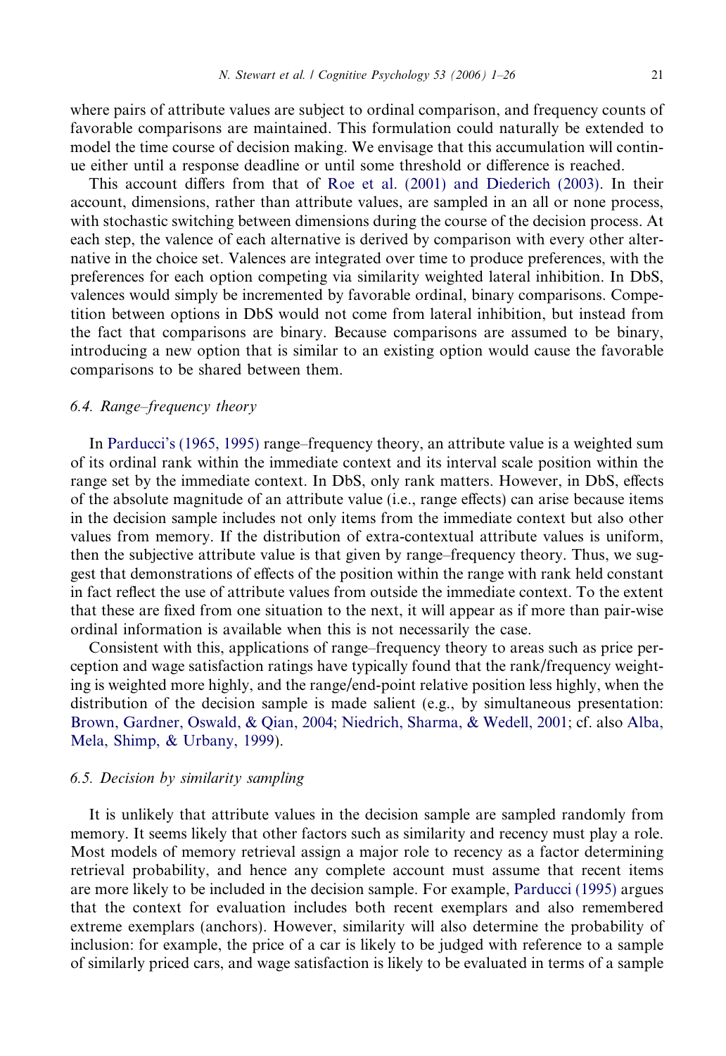where pairs of attribute values are subject to ordinal comparison, and frequency counts of favorable comparisons are maintained. This formulation could naturally be extended to model the time course of decision making. We envisage that this accumulation will continue either until a response deadline or until some threshold or difference is reached.

This account differs from that of Roe et al. (2001) and Diederich (2003). In their account, dimensions, rather than attribute values, are sampled in an all or none process, with stochastic switching between dimensions during the course of the decision process. At each step, the valence of each alternative is derived by comparison with every other alternative in the choice set. Valences are integrated over time to produce preferences, with the preferences for each option competing via similarity weighted lateral inhibition. In DbS, valences would simply be incremented by favorable ordinal, binary comparisons. Competition between options in DbS would not come from lateral inhibition, but instead from the fact that comparisons are binary. Because comparisons are assumed to be binary, introducing a new option that is similar to an existing option would cause the favorable comparisons to be shared between them.

### 6.4. Range–frequency theory

In Parducci's (1965, 1995) range–frequency theory, an attribute value is a weighted sum of its ordinal rank within the immediate context and its interval scale position within the range set by the immediate context. In DbS, only rank matters. However, in DbS, effects of the absolute magnitude of an attribute value (i.e., range effects) can arise because items in the decision sample includes not only items from the immediate context but also other values from memory. If the distribution of extra-contextual attribute values is uniform, then the subjective attribute value is that given by range–frequency theory. Thus, we suggest that demonstrations of effects of the position within the range with rank held constant in fact reflect the use of attribute values from outside the immediate context. To the extent that these are fixed from one situation to the next, it will appear as if more than pair-wise ordinal information is available when this is not necessarily the case.

Consistent with this, applications of range–frequency theory to areas such as price perception and wage satisfaction ratings have typically found that the rank/frequency weighting is weighted more highly, and the range/end-point relative position less highly, when the distribution of the decision sample is made salient (e.g., by simultaneous presentation: Brown, Gardner, Oswald, & Qian, 2004; Niedrich, Sharma, & Wedell, 2001; cf. also Alba, Mela, Shimp, & Urbany, 1999).

### 6.5. Decision by similarity sampling

It is unlikely that attribute values in the decision sample are sampled randomly from memory. It seems likely that other factors such as similarity and recency must play a role. Most models of memory retrieval assign a major role to recency as a factor determining retrieval probability, and hence any complete account must assume that recent items are more likely to be included in the decision sample. For example, Parducci (1995) argues that the context for evaluation includes both recent exemplars and also remembered extreme exemplars (anchors). However, similarity will also determine the probability of inclusion: for example, the price of a car is likely to be judged with reference to a sample of similarly priced cars, and wage satisfaction is likely to be evaluated in terms of a sample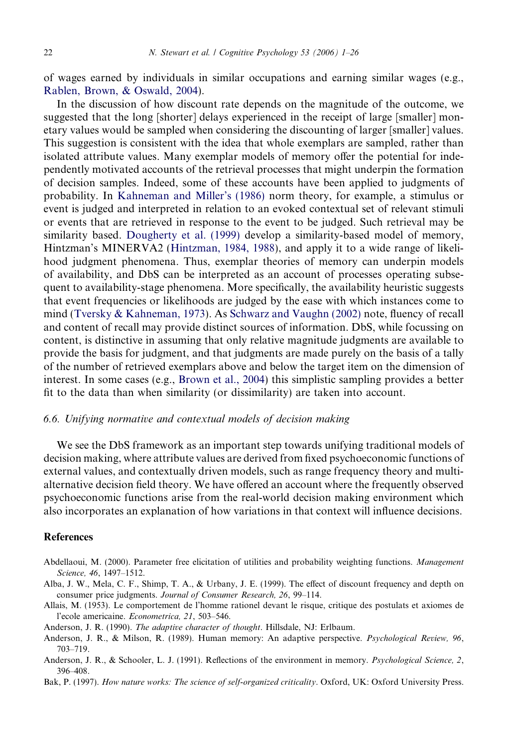of wages earned by individuals in similar occupations and earning similar wages (e.g., Rablen, Brown, & Oswald, 2004).

In the discussion of how discount rate depends on the magnitude of the outcome, we suggested that the long [shorter] delays experienced in the receipt of large [smaller] monetary values would be sampled when considering the discounting of larger [smaller] values. This suggestion is consistent with the idea that whole exemplars are sampled, rather than isolated attribute values. Many exemplar models of memory offer the potential for independently motivated accounts of the retrieval processes that might underpin the formation of decision samples. Indeed, some of these accounts have been applied to judgments of probability. In Kahneman and Miller's (1986) norm theory, for example, a stimulus or event is judged and interpreted in relation to an evoked contextual set of relevant stimuli or events that are retrieved in response to the event to be judged. Such retrieval may be similarity based. Dougherty et al. (1999) develop a similarity-based model of memory, Hintzman's MINERVA2 (Hintzman, 1984, 1988), and apply it to a wide range of likelihood judgment phenomena. Thus, exemplar theories of memory can underpin models of availability, and DbS can be interpreted as an account of processes operating subsequent to availability-stage phenomena. More specifically, the availability heuristic suggests that event frequencies or likelihoods are judged by the ease with which instances come to mind (Tversky & Kahneman, 1973). As Schwarz and Vaughn (2002) note, fluency of recall and content of recall may provide distinct sources of information. DbS, while focussing on content, is distinctive in assuming that only relative magnitude judgments are available to provide the basis for judgment, and that judgments are made purely on the basis of a tally of the number of retrieved exemplars above and below the target item on the dimension of interest. In some cases (e.g., Brown et al., 2004) this simplistic sampling provides a better fit to the data than when similarity (or dissimilarity) are taken into account.

### 6.6. Unifying normative and contextual models of decision making

We see the DbS framework as an important step towards unifying traditional models of decision making, where attribute values are derived from fixed psychoeconomic functions of external values, and contextually driven models, such as range frequency theory and multialternative decision field theory. We have offered an account where the frequently observed psychoeconomic functions arise from the real-world decision making environment which also incorporates an explanation of how variations in that context will influence decisions.

## References

Abdellaoui, M. (2000). Parameter free elicitation of utilities and probability weighting functions. *Management Science, 46*, 1497–1512.

Alba, J. W., Mela, C. F., Shimp, T. A., & Urbany, J. E. (1999). The effect of discount frequency and depth on consumer price judgments. *Journal of Consumer Research, 26*, 99–114.

Allais, M. (1953). Le comportement de l'homme rationel devant le risque, critique des postulats et axiomes de l'ecole americaine. *Econometrica, 21*, 503–546.

Anderson, J. R. (1990). *The adaptive character of thought*. Hillsdale, NJ: Erlbaum.

Anderson, J. R., & Milson, R. (1989). Human memory: An adaptive perspective. *Psychological Review, 96*, 703–719.

Anderson, J. R., & Schooler, L. J. (1991). Reflections of the environment in memory. *Psychological Science, 2*, 396–408.

Bak, P. (1997). *How nature works: The science of self-organized criticality*. Oxford, UK: Oxford University Press.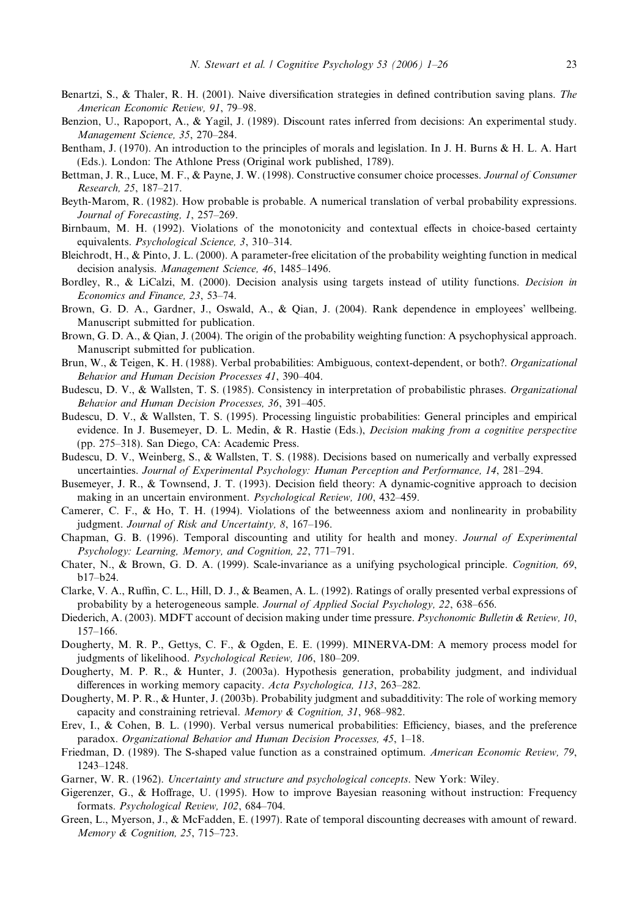Benartzi, S., & Thaler, R. H. (2001). Naive diversification strategies in defined contribution saving plans. *The American Economic Review, 91*, 79–98.

Benzion, U., Rapoport, A., & Yagil, J. (1989). Discount rates inferred from decisions: An experimental study. *Management Science, 35*, 270–284.

Bentham, J. (1970). An introduction to the principles of morals and legislation. In J. H. Burns & H. L. A. Hart (Eds.). London: The Athlone Press (Original work published, 1789).

Bettman, J. R., Luce, M. F., & Payne, J. W. (1998). Constructive consumer choice processes. *Journal of Consumer Research, 25*, 187–217.

Beyth-Marom, R. (1982). How probable is probable. A numerical translation of verbal probability expressions. *Journal of Forecasting, 1*, 257–269.

Birnbaum, M. H. (1992). Violations of the monotonicity and contextual effects in choice-based certainty equivalents. *Psychological Science, 3*, 310–314.

Bleichrodt, H., & Pinto, J. L. (2000). A parameter-free elicitation of the probability weighting function in medical decision analysis. *Management Science, 46*, 1485–1496.

Bordley, R., & LiCalzi, M. (2000). Decision analysis using targets instead of utility functions. *Decision in Economics and Finance, 23*, 53–74.

Brown, G. D. A., Gardner, J., Oswald, A., & Qian, J. (2004). Rank dependence in employees' wellbeing. Manuscript submitted for publication.

Brown, G. D. A., & Qian, J. (2004). The origin of the probability weighting function: A psychophysical approach. Manuscript submitted for publication.

Brun, W., & Teigen, K. H. (1988). Verbal probabilities: Ambiguous, context-dependent, or both?. *Organizational Behavior and Human Decision Processes 41*, 390–404.

Budescu, D. V., & Wallsten, T. S. (1985). Consistency in interpretation of probabilistic phrases. *Organizational Behavior and Human Decision Processes, 36*, 391–405.

Budescu, D. V., & Wallsten, T. S. (1995). Processing linguistic probabilities: General principles and empirical evidence. In J. Busemeyer, D. L. Medin, & R. Hastie (Eds.), *Decision making from a cognitive perspective* (pp. 275–318). San Diego, CA: Academic Press.

Budescu, D. V., Weinberg, S., & Wallsten, T. S. (1988). Decisions based on numerically and verbally expressed uncertainties. *Journal of Experimental Psychology: Human Perception and Performance, 14*, 281–294.

Busemeyer, J. R., & Townsend, J. T. (1993). Decision field theory: A dynamic-cognitive approach to decision making in an uncertain environment. *Psychological Review, 100*, 432–459.

Camerer, C. F., & Ho, T. H. (1994). Violations of the betweenness axiom and nonlinearity in probability judgment. *Journal of Risk and Uncertainty, 8*, 167–196.

Chapman, G. B. (1996). Temporal discounting and utility for health and money. *Journal of Experimental Psychology: Learning, Memory, and Cognition, 22*, 771–791.

Chater, N., & Brown, G. D. A. (1999). Scale-invariance as a unifying psychological principle. *Cognition, 69*, b17–b24.

Clarke, V. A., Ruffin, C. L., Hill, D. J., & Beamen, A. L. (1992). Ratings of orally presented verbal expressions of probability by a heterogeneous sample. *Journal of Applied Social Psychology, 22*, 638–656.

Diederich, A. (2003). MDFT account of decision making under time pressure. *Psychonomic Bulletin & Review, 10*, 157–166.

Dougherty, M. R. P., Gettys, C. F., & Ogden, E. E. (1999). MINERVA-DM: A memory process model for judgments of likelihood. *Psychological Review, 106*, 180–209.

Dougherty, M. P. R., & Hunter, J. (2003a). Hypothesis generation, probability judgment, and individual differences in working memory capacity. *Acta Psychologica, 113*, 263–282.

Dougherty, M. P. R., & Hunter, J. (2003b). Probability judgment and subadditivity: The role of working memory capacity and constraining retrieval. *Memory & Cognition, 31*, 968–982.

Erev, I., & Cohen, B. L. (1990). Verbal versus numerical probabilities: Efficiency, biases, and the preference paradox. *Organizational Behavior and Human Decision Processes, 45*, 1–18.

Friedman, D. (1989). The S-shaped value function as a constrained optimum. *American Economic Review, 79*, 1243–1248.

Garner, W. R. (1962). *Uncertainty and structure and psychological concepts*. New York: Wiley.

Gigerenzer, G., & Hoffrage, U. (1995). How to improve Bayesian reasoning without instruction: Frequency formats. *Psychological Review, 102*, 684–704.

Green, L., Myerson, J., & McFadden, E. (1997). Rate of temporal discounting decreases with amount of reward. *Memory & Cognition, 25*, 715–723.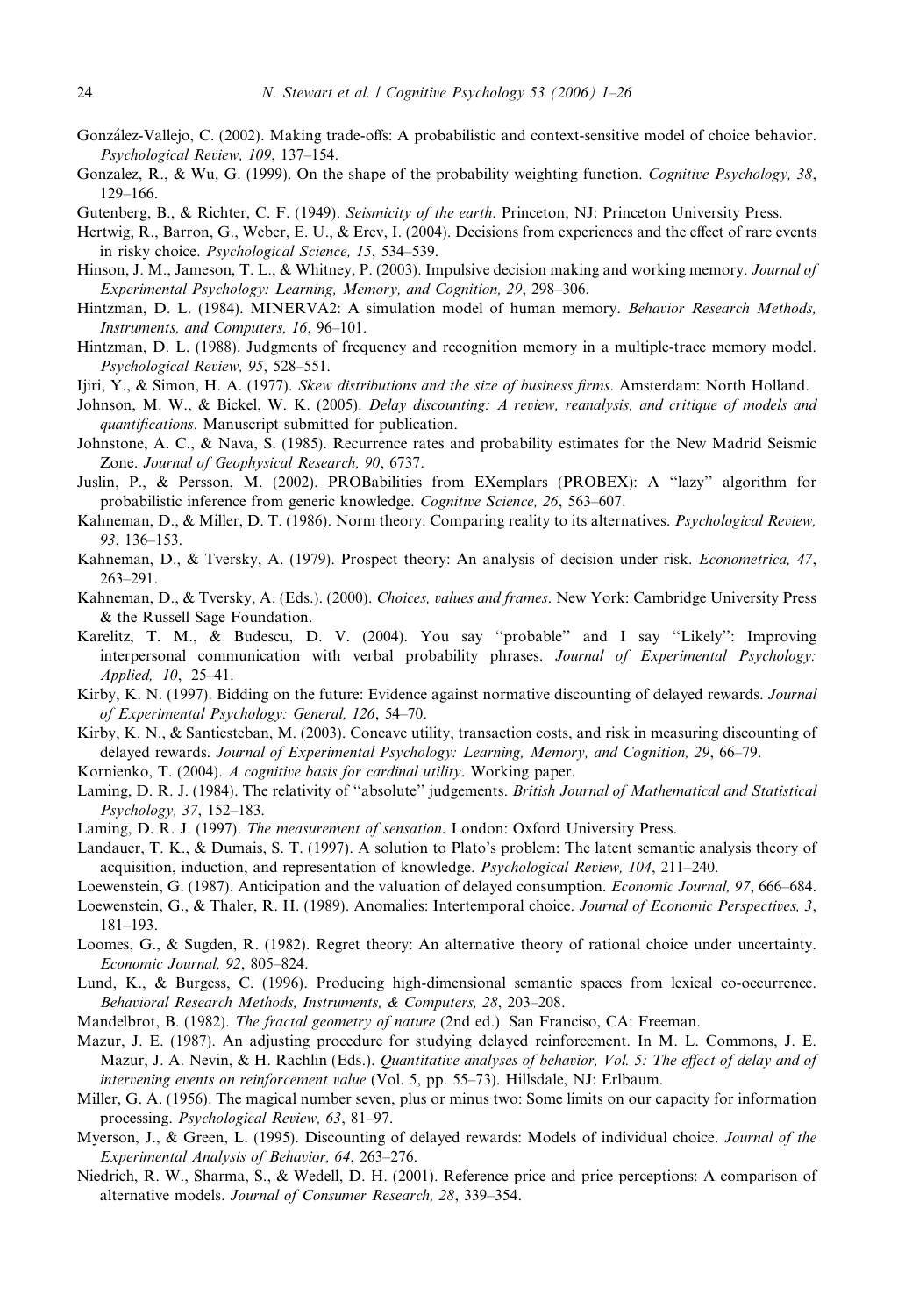González-Vallejo, C. (2002). Making trade-offs: A probabilistic and context-sensitive model of choice behavior. *Psychological Review, 109*, 137–154.

Gonzalez, R., & Wu, G. (1999). On the shape of the probability weighting function. *Cognitive Psychology, 38*, 129–166.

Gutenberg, B., & Richter, C. F. (1949). *Seismicity of the earth*. Princeton, NJ: Princeton University Press.

Hertwig, R., Barron, G., Weber, E. U., & Erev, I. (2004). Decisions from experiences and the effect of rare events in risky choice. *Psychological Science, 15*, 534–539.

Hinson, J. M., Jameson, T. L., & Whitney, P. (2003). Impulsive decision making and working memory. *Journal of Experimental Psychology: Learning, Memory, and Cognition, 29*, 298–306.

Hintzman, D. L. (1984). MINERVA2: A simulation model of human memory. *Behavior Research Methods, Instruments, and Computers, 16*, 96–101.

Hintzman, D. L. (1988). Judgments of frequency and recognition memory in a multiple-trace memory model. *Psychological Review, 95*, 528–551.

Ijiri, Y., & Simon, H. A. (1977). *Skew distributions and the size of business firms*. Amsterdam: North Holland.

Johnson, M. W., & Bickel, W. K. (2005). *Delay discounting: A review, reanalysis, and critique of models and quantifications*. Manuscript submitted for publication.

Johnstone, A. C., & Nava, S. (1985). Recurrence rates and probability estimates for the New Madrid Seismic Zone. *Journal of Geophysical Research, 90*, 6737.

Juslin, P., & Persson, M. (2002). PROBabilities from EXemplars (PROBEX): A ''lazy'' algorithm for probabilistic inference from generic knowledge. *Cognitive Science, 26*, 563–607.

Kahneman, D., & Miller, D. T. (1986). Norm theory: Comparing reality to its alternatives. *Psychological Review, 93*, 136–153.

Kahneman, D., & Tversky, A. (1979). Prospect theory: An analysis of decision under risk. *Econometrica, 47*, 263–291.

Kahneman, D., & Tversky, A. (Eds.). (2000). *Choices, values and frames*. New York: Cambridge University Press & the Russell Sage Foundation.

Karelitz, T. M., & Budescu, D. V. (2004). You say ''probable'' and I say ''Likely'': Improving interpersonal communication with verbal probability phrases. *Journal of Experimental Psychology: Applied, 10*, 25–41.

Kirby, K. N. (1997). Bidding on the future: Evidence against normative discounting of delayed rewards. *Journal of Experimental Psychology: General, 126*, 54–70.

Kirby, K. N., & Santiesteban, M. (2003). Concave utility, transaction costs, and risk in measuring discounting of delayed rewards. *Journal of Experimental Psychology: Learning, Memory, and Cognition, 29*, 66–79.

Kornienko, T. (2004). *A cognitive basis for cardinal utility*. Working paper.

Laming, D. R. J. (1984). The relativity of ''absolute'' judgements. *British Journal of Mathematical and Statistical Psychology, 37*, 152–183.

Laming, D. R. J. (1997). *The measurement of sensation*. London: Oxford University Press.

Landauer, T. K., & Dumais, S. T. (1997). A solution to Plato's problem: The latent semantic analysis theory of acquisition, induction, and representation of knowledge. *Psychological Review, 104*, 211–240.

Loewenstein, G. (1987). Anticipation and the valuation of delayed consumption. *Economic Journal, 97*, 666–684.

Loewenstein, G., & Thaler, R. H. (1989). Anomalies: Intertemporal choice. *Journal of Economic Perspectives, 3*, 181–193.

Loomes, G., & Sugden, R. (1982). Regret theory: An alternative theory of rational choice under uncertainty. *Economic Journal, 92*, 805–824.

Lund, K., & Burgess, C. (1996). Producing high-dimensional semantic spaces from lexical co-occurrence. *Behavioral Research Methods, Instruments, & Computers, 28*, 203–208.

Mandelbrot, B. (1982). *The fractal geometry of nature* (2nd ed.). San Franciso, CA: Freeman.

Mazur, J. E. (1987). An adjusting procedure for studying delayed reinforcement. In M. L. Commons, J. E. Mazur, J. A. Nevin, & H. Rachlin (Eds.). *Quantitative analyses of behavior, Vol. 5: The effect of delay and of intervening events on reinforcement value* (Vol. 5, pp. 55–73). Hillsdale, NJ: Erlbaum.

Miller, G. A. (1956). The magical number seven, plus or minus two: Some limits on our capacity for information processing. *Psychological Review, 63*, 81–97.

Myerson, J., & Green, L. (1995). Discounting of delayed rewards: Models of individual choice. *Journal of the Experimental Analysis of Behavior, 64*, 263–276.

Niedrich, R. W., Sharma, S., & Wedell, D. H. (2001). Reference price and price perceptions: A comparison of alternative models. *Journal of Consumer Research, 28*, 339–354.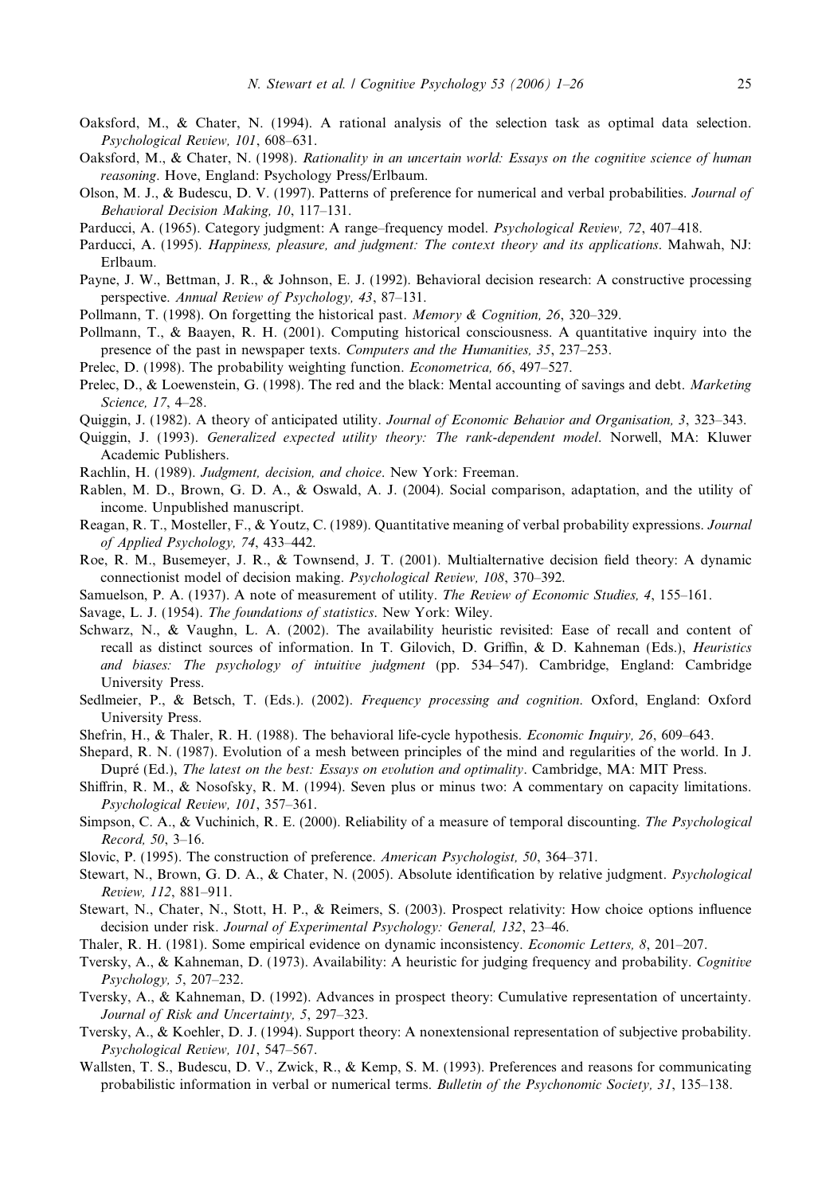Oaksford, M., & Chater, N. (1994). A rational analysis of the selection task as optimal data selection. *Psychological Review, 101*, 608–631.

Oaksford, M., & Chater, N. (1998). *Rationality in an uncertain world: Essays on the cognitive science of human reasoning*. Hove, England: Psychology Press/Erlbaum.

Olson, M. J., & Budescu, D. V. (1997). Patterns of preference for numerical and verbal probabilities. *Journal of Behavioral Decision Making, 10*, 117–131.

Parducci, A. (1965). Category judgment: A range–frequency model. *Psychological Review, 72*, 407–418.

Parducci, A. (1995). *Happiness, pleasure, and judgment: The context theory and its applications*. Mahwah, NJ: Erlbaum.

Payne, J. W., Bettman, J. R., & Johnson, E. J. (1992). Behavioral decision research: A constructive processing perspective. *Annual Review of Psychology, 43*, 87–131.

Pollmann, T. (1998). On forgetting the historical past. *Memory & Cognition, 26*, 320–329.

Pollmann, T., & Baayen, R. H. (2001). Computing historical consciousness. A quantitative inquiry into the presence of the past in newspaper texts. *Computers and the Humanities, 35*, 237–253.

Prelec, D. (1998). The probability weighting function. *Econometrica, 66*, 497–527.

Prelec, D., & Loewenstein, G. (1998). The red and the black: Mental accounting of savings and debt. *Marketing Science, 17*, 4–28.

Quiggin, J. (1982). A theory of anticipated utility. *Journal of Economic Behavior and Organisation, 3*, 323–343.

Quiggin, J. (1993). *Generalized expected utility theory: The rank-dependent model*. Norwell, MA: Kluwer Academic Publishers.

Rachlin, H. (1989). *Judgment, decision, and choice*. New York: Freeman.

Rablen, M. D., Brown, G. D. A., & Oswald, A. J. (2004). Social comparison, adaptation, and the utility of income. Unpublished manuscript.

Reagan, R. T., Mosteller, F., & Youtz, C. (1989). Quantitative meaning of verbal probability expressions. *Journal of Applied Psychology, 74*, 433–442.

Roe, R. M., Busemeyer, J. R., & Townsend, J. T. (2001). Multialternative decision field theory: A dynamic connectionist model of decision making. *Psychological Review, 108*, 370–392.

Samuelson, P. A. (1937). A note of measurement of utility. *The Review of Economic Studies, 4*, 155–161.

Savage, L. J. (1954). *The foundations of statistics*. New York: Wiley.

Schwarz, N., & Vaughn, L. A. (2002). The availability heuristic revisited: Ease of recall and content of recall as distinct sources of information. In T. Gilovich, D. Griffin, & D. Kahneman (Eds.), *Heuristics and biases: The psychology of intuitive judgment* (pp. 534–547). Cambridge, England: Cambridge University Press.

Sedlmeier, P., & Betsch, T. (Eds.). (2002). *Frequency processing and cognition*. Oxford, England: Oxford University Press.

Shefrin, H., & Thaler, R. H. (1988). The behavioral life-cycle hypothesis. *Economic Inquiry, 26*, 609–643.

Shepard, R. N. (1987). Evolution of a mesh between principles of the mind and regularities of the world. In J. Dupré (Ed.), *The latest on the best: Essays on evolution and optimality*. Cambridge, MA: MIT Press.

Shiffrin, R. M., & Nosofsky, R. M. (1994). Seven plus or minus two: A commentary on capacity limitations. *Psychological Review, 101*, 357–361.

Simpson, C. A., & Vuchinich, R. E. (2000). Reliability of a measure of temporal discounting. *The Psychological Record, 50*, 3–16.

Slovic, P. (1995). The construction of preference. *American Psychologist, 50*, 364–371.

Stewart, N., Brown, G. D. A., & Chater, N. (2005). Absolute identification by relative judgment. *Psychological Review, 112*, 881–911.

Stewart, N., Chater, N., Stott, H. P., & Reimers, S. (2003). Prospect relativity: How choice options influence decision under risk. *Journal of Experimental Psychology: General, 132*, 23–46.

Thaler, R. H. (1981). Some empirical evidence on dynamic inconsistency. *Economic Letters, 8*, 201–207.

Tversky, A., & Kahneman, D. (1973). Availability: A heuristic for judging frequency and probability. *Cognitive Psychology, 5*, 207–232.

Tversky, A., & Kahneman, D. (1992). Advances in prospect theory: Cumulative representation of uncertainty. *Journal of Risk and Uncertainty, 5*, 297–323.

Tversky, A., & Koehler, D. J. (1994). Support theory: A nonextensional representation of subjective probability. *Psychological Review, 101*, 547–567.

Wallsten, T. S., Budescu, D. V., Zwick, R., & Kemp, S. M. (1993). Preferences and reasons for communicating probabilistic information in verbal or numerical terms. *Bulletin of the Psychonomic Society, 31*, 135–138.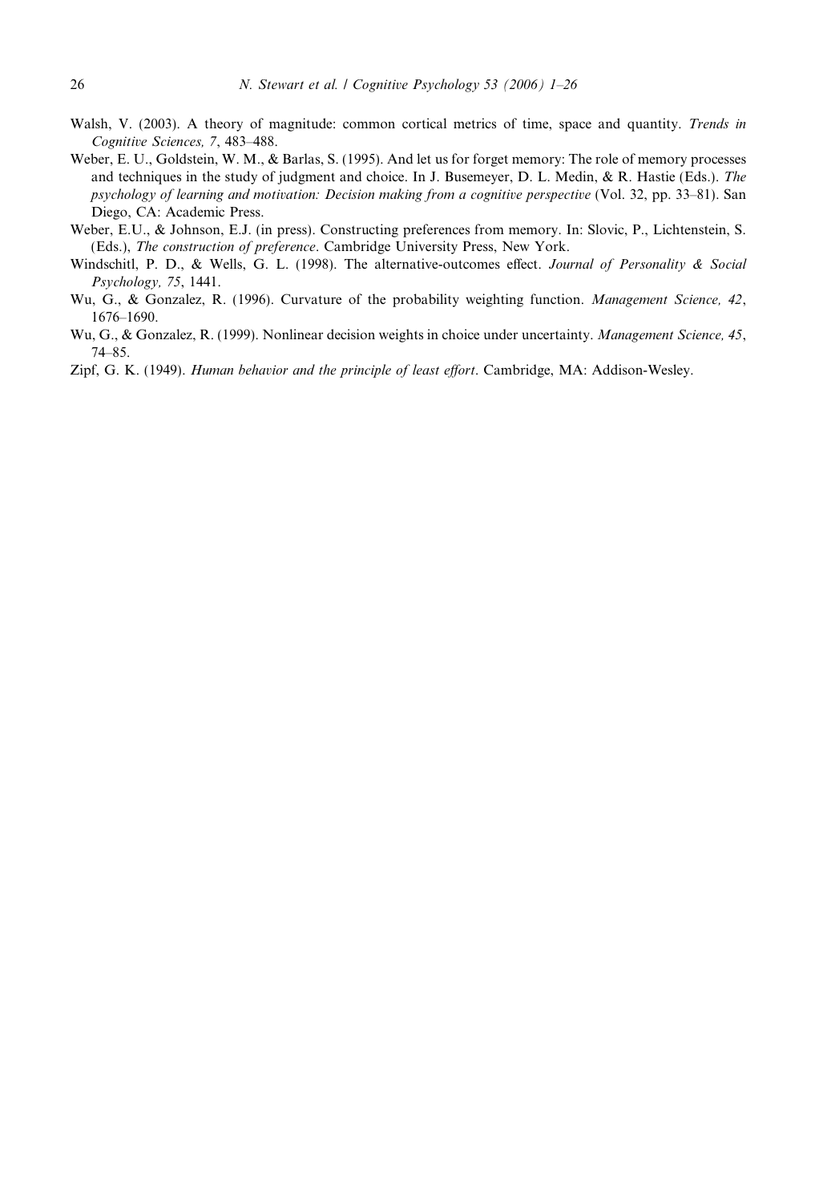Walsh, V. (2003). A theory of magnitude: common cortical metrics of time, space and quantity. *Trends in Cognitive Sciences, 7*, 483–488.

Weber, E. U., Goldstein, W. M., & Barlas, S. (1995). And let us for forget memory: The role of memory processes and techniques in the study of judgment and choice. In J. Busemeyer, D. L. Medin, & R. Hastie (Eds.). *The psychology of learning and motivation: Decision making from a cognitive perspective* (Vol. 32, pp. 33–81). San Diego, CA: Academic Press.

Weber, E.U., & Johnson, E.J. (in press). Constructing preferences from memory. In: Slovic, P., Lichtenstein, S. (Eds.), *The construction of preference*. Cambridge University Press, New York.

Windschitl, P. D., & Wells, G. L. (1998). The alternative-outcomes effect. *Journal of Personality & Social Psychology, 75*, 1441.

Wu, G., & Gonzalez, R. (1996). Curvature of the probability weighting function. *Management Science, 42*, 1676–1690.

Wu, G., & Gonzalez, R. (1999). Nonlinear decision weights in choice under uncertainty. *Management Science, 45*, 74–85.

Zipf, G. K. (1949). *Human behavior and the principle of least effort*. Cambridge, MA: Addison-Wesley.